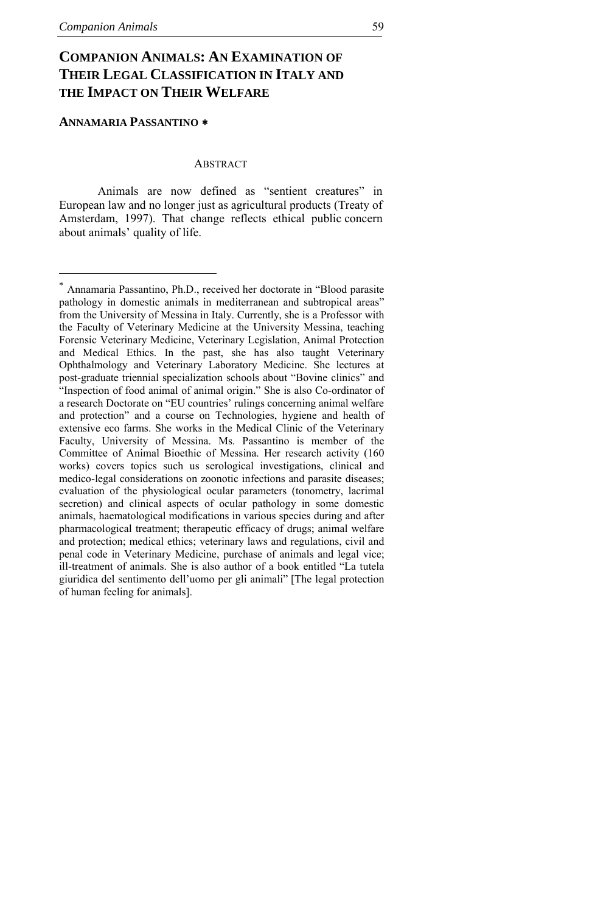# COMPANION ANIMALS: AN EXAMINATION OF THEIR LEGAL CLASSIFICATION IN ITALY AND THE IMPACT ON THEIR WELFARE

**ANNAMARIA PASSANTINO** *

ABSTRACT

Animals are now defined as "sentient creatures" in European law and no longer just as agricultural products (Treaty of Amsterdam, 1997). That change reflects ethical public concern about animals' quality of life.

---

* Annamaria Passantino, Ph.D., received her doctorate in "Blood parasite pathology in domestic animals in mediterranean and subtropical areas" from the University of Messina in Italy. Currently, she is a Professor with the Faculty of Veterinary Medicine at the University Messina, teaching Forensic Veterinary Medicine, Veterinary Legislation, Animal Protection and Medical Ethics. In the past, she has also taught Veterinary Ophthalmology and Veterinary Laboratory Medicine. She lectures at post-graduate triennial specialization schools about "Bovine clinics" and "Inspection of food animal of animal origin." She is also Co-ordinator of a research Doctorate on "EU countries' rulings concerning animal welfare and protection" and a course on Technologies, hygiene and health of extensive eco farms. She works in the Medical Clinic of the Veterinary Faculty, University of Messina. Ms. Passantino is member of the Committee of Animal Bioethic of Messina. Her research activity (160 works) covers topics such us serological investigations, clinical and medico-legal considerations on zoonotic infections and parasite diseases; evaluation of the physiological ocular parameters (tonometry, lacrimal secretion) and clinical aspects of ocular pathology in some domestic animals, haematological modifications in various species during and after pharmacological treatment; therapeutic efficacy of drugs; animal welfare and protection; medical ethics; veterinary laws and regulations, civil and penal code in Veterinary Medicine, purchase of animals and legal vice; ill-treatment of animals. She is also author of a book entitled "La tutela giuridica del sentimento dell'uomo per gli animali" [The legal protection of human feeling for animals].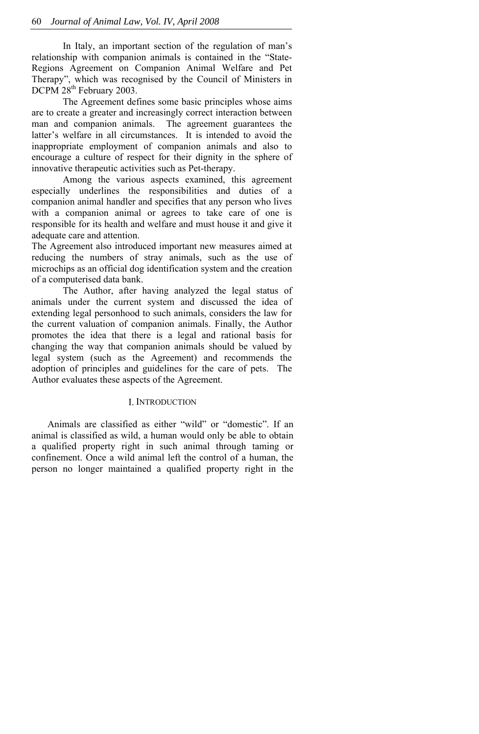In Italy, an important section of the regulation of man's relationship with companion animals is contained in the "State-Regions Agreement on Companion Animal Welfare and Pet Therapy", which was recognised by the Council of Ministers in DCPM 28th February 2003.

The Agreement defines some basic principles whose aims are to create a greater and increasingly correct interaction between man and companion animals. The agreement guarantees the latter's welfare in all circumstances. It is intended to avoid the inappropriate employment of companion animals and also to encourage a culture of respect for their dignity in the sphere of innovative therapeutic activities such as Pet-therapy.

Among the various aspects examined, this agreement especially underlines the responsibilities and duties of a companion animal handler and specifies that any person who lives with a companion animal or agrees to take care of one is responsible for its health and welfare and must house it and give it adequate care and attention.

The Agreement also introduced important new measures aimed at reducing the numbers of stray animals, such as the use of microchips as an official dog identification system and the creation of a computerised data bank.

The Author, after having analyzed the legal status of animals under the current system and discussed the idea of extending legal personhood to such animals, considers the law for the current valuation of companion animals. Finally, the Author promotes the idea that there is a legal and rational basis for changing the way that companion animals should be valued by legal system (such as the Agreement) and recommends the adoption of principles and guidelines for the care of pets. The Author evaluates these aspects of the Agreement.

## I. Introduction

Animals are classified as either "wild" or "domestic". If an animal is classified as wild, a human would only be able to obtain a qualified property right in such animal through taming or confinement. Once a wild animal left the control of a human, the person no longer maintained a qualified property right in the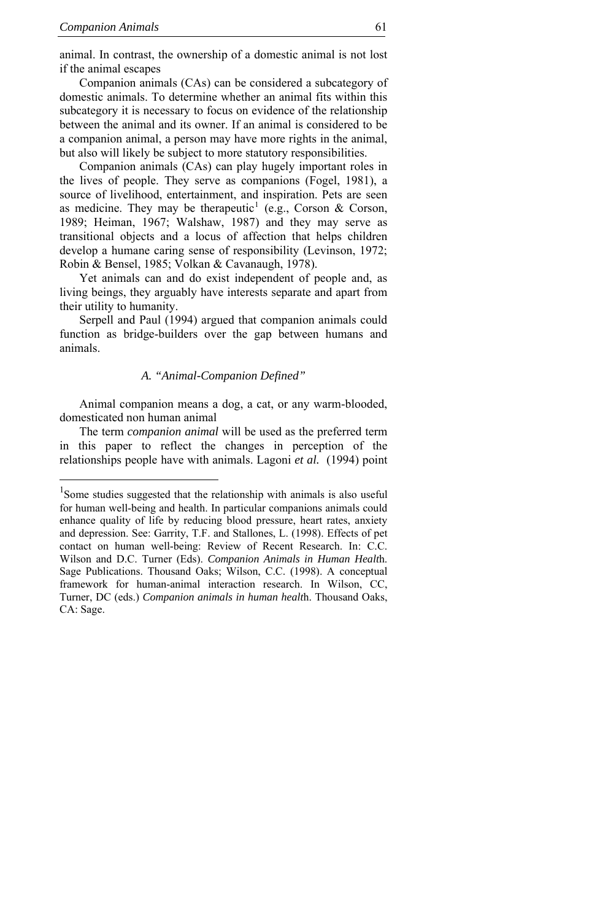animal. In contrast, the ownership of a domestic animal is not lost if the animal escapes

Companion animals (CAs) can be considered a subcategory of domestic animals. To determine whether an animal fits within this subcategory it is necessary to focus on evidence of the relationship between the animal and its owner. If an animal is considered to be a companion animal, a person may have more rights in the animal, but also will likely be subject to more statutory responsibilities.

Companion animals (CAs) can play hugely important roles in the lives of people. They serve as companions (Fogel, 1981), a source of livelihood, entertainment, and inspiration. Pets are seen as medicine. They may be therapeutic[1] (e.g., Corson & Corson, 1989; Heiman, 1967; Walshaw, 1987) and they may serve as transitional objects and a locus of affection that helps children develop a humane caring sense of responsibility (Levinson, 1972; Robin & Bensel, 1985; Volkan & Cavanaugh, 1978).

Yet animals can and do exist independent of people and, as living beings, they arguably have interests separate and apart from their utility to humanity.

Serpell and Paul (1994) argued that companion animals could function as bridge-builders over the gap between humans and animals.

### *A. "Animal-Companion Defined"*

Animal companion means a dog, a cat, or any warm-blooded, domesticated non human animal

The term *companion animal* will be used as the preferred term in this paper to reflect the changes in perception of the relationships people have with animals. Lagoni ***et al.*** (1994) point

---

[1] Some studies suggested that the relationship with animals is also useful for human well-being and health. In particular companions animals could enhance quality of life by reducing blood pressure, heart rates, anxiety and depression. See: Garrity, T.F. and Stallones, L. (1998). Effects of pet contact on human well-being: Review of Recent Research. In: C.C. Wilson and D.C. Turner (Eds). *Companion Animals in Human Healt*h. Sage Publications. Thousand Oaks; Wilson, C.C. (1998). A conceptual framework for human-animal interaction research. In Wilson, CC, Turner, DC (eds.) *Companion animals in human healt*h. Thousand Oaks, CA: Sage.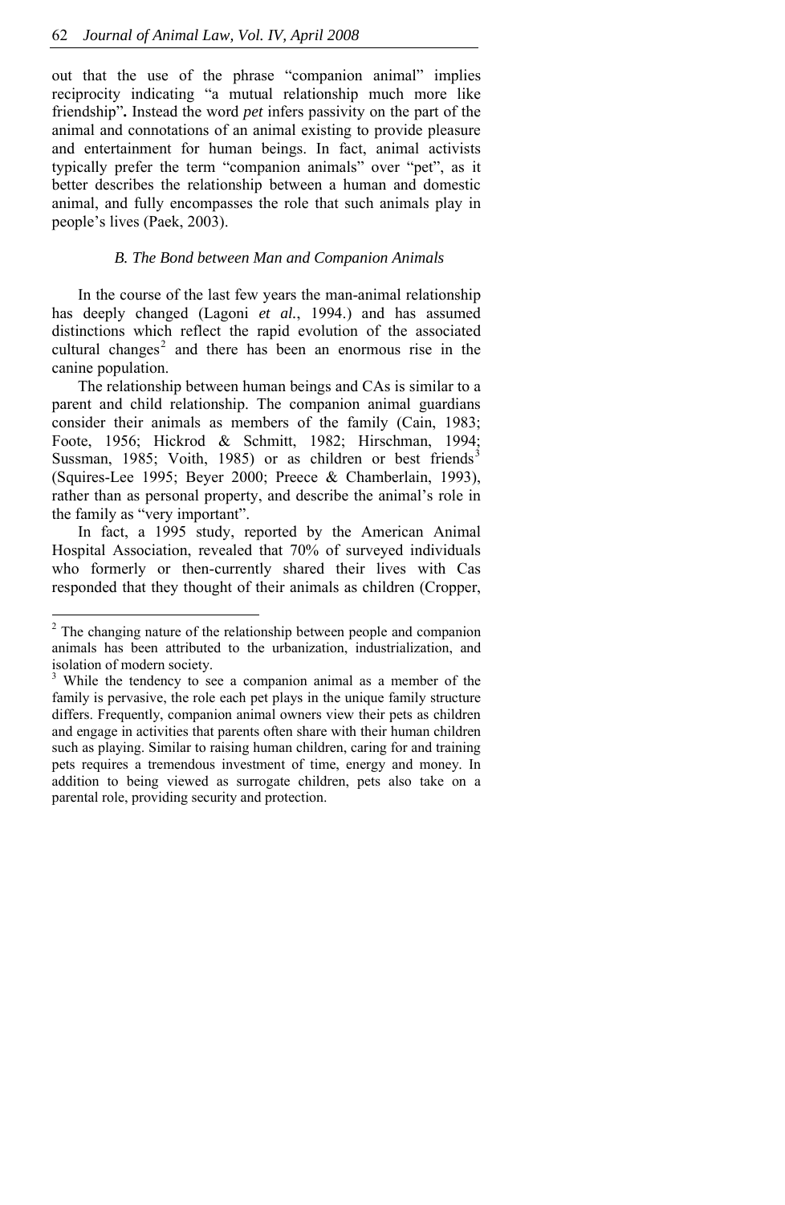out that the use of the phrase "companion animal" implies reciprocity indicating "a mutual relationship much more like friendship"**.** Instead the word *pet* infers passivity on the part of the animal and connotations of an animal existing to provide pleasure and entertainment for human beings. In fact, animal activists typically prefer the term "companion animals" over "pet", as it better describes the relationship between a human and domestic animal, and fully encompasses the role that such animals play in people's lives (Paek, 2003).

### *B. The Bond between Man and Companion Animals*

In the course of the last few years the man-animal relationship has deeply changed (Lagoni *et al.*, 1994.) and has assumed distinctions which reflect the rapid evolution of the associated cultural changes[2] and there has been an enormous rise in the canine population.

The relationship between human beings and CAs is similar to a parent and child relationship. The companion animal guardians consider their animals as members of the family (Cain, 1983; Foote, 1956; Hickrod & Schmitt, 1982; Hirschman, 1994; Sussman, 1985; Voith, 1985) or as children or best friends[3] (Squires-Lee 1995; Beyer 2000; Preece & Chamberlain, 1993), rather than as personal property, and describe the animal's role in the family as "very important".

In fact, a 1995 study, reported by the American Animal Hospital Association, revealed that 70% of surveyed individuals who formerly or then-currently shared their lives with Cas responded that they thought of their animals as children (Cropper,

---

[2] The changing nature of the relationship between people and companion animals has been attributed to the urbanization, industrialization, and isolation of modern society.

[3] While the tendency to see a companion animal as a member of the family is pervasive, the role each pet plays in the unique family structure differs. Frequently, companion animal owners view their pets as children and engage in activities that parents often share with their human children such as playing. Similar to raising human children, caring for and training pets requires a tremendous investment of time, energy and money. In addition to being viewed as surrogate children, pets also take on a parental role, providing security and protection.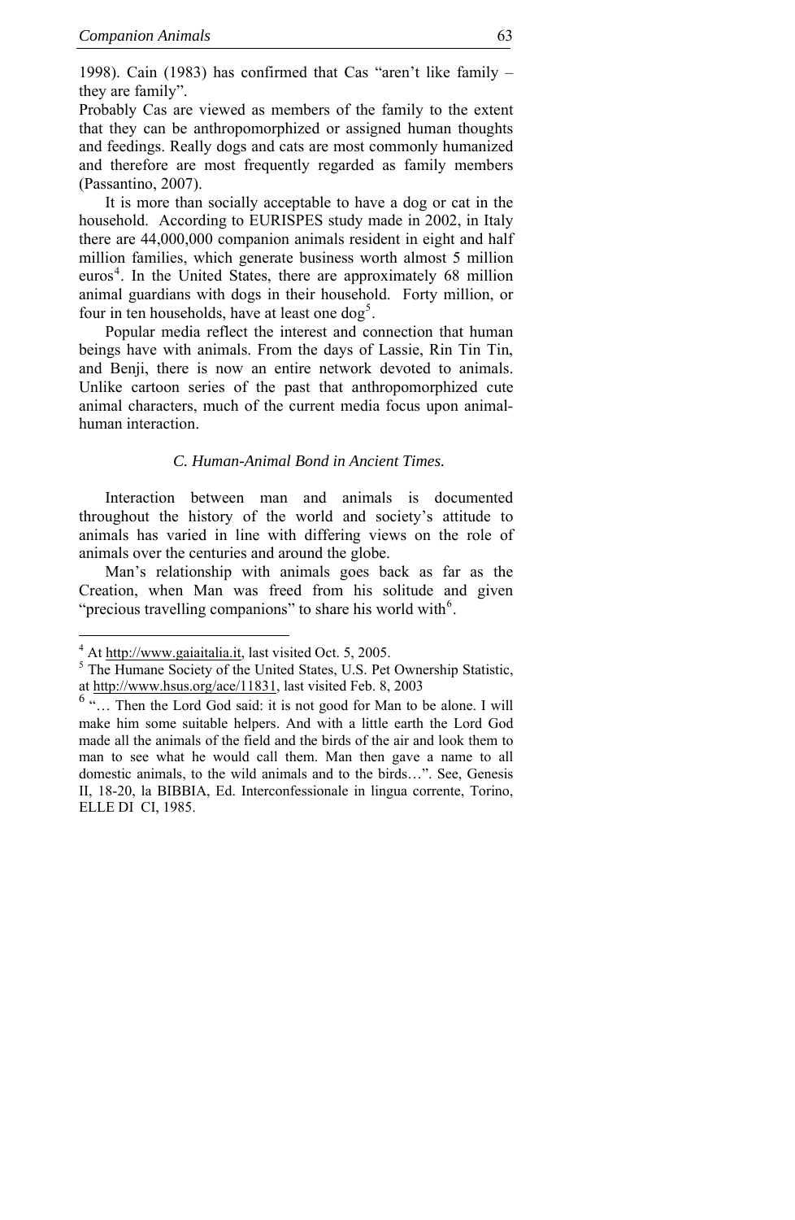1998). Cain (1983) has confirmed that Cas "aren't like family – they are family".

Probably Cas are viewed as members of the family to the extent that they can be anthropomorphized or assigned human thoughts and feedings. Really dogs and cats are most commonly humanized and therefore are most frequently regarded as family members (Passantino, 2007).

It is more than socially acceptable to have a dog or cat in the household. According to EURISPES study made in 2002, in Italy there are 44,000,000 companion animals resident in eight and half million families, which generate business worth almost 5 million euros[4]. In the United States, there are approximately 68 million animal guardians with dogs in their household. Forty million, or four in ten households, have at least one dog[5].

Popular media reflect the interest and connection that human beings have with animals. From the days of Lassie, Rin Tin Tin, and Benji, there is now an entire network devoted to animals. Unlike cartoon series of the past that anthropomorphized cute animal characters, much of the current media focus upon animal-human interaction.

### *C. Human-Animal Bond in Ancient Times.*

Interaction between man and animals is documented throughout the history of the world and society's attitude to animals has varied in line with differing views on the role of animals over the centuries and around the globe.

Man's relationship with animals goes back as far as the Creation, when Man was freed from his solitude and given "precious travelling companions" to share his world with[6].

---

[4] At http://www.gaiaitalia.it, last visited Oct. 5, 2005.

[5] The Humane Society of the United States, U.S. Pet Ownership Statistic, at http://www.hsus.org/ace/11831, last visited Feb. 8, 2003

[6] "… Then the Lord God said: it is not good for Man to be alone. I will make him some suitable helpers. And with a little earth the Lord God made all the animals of the field and the birds of the air and look them to man to see what he would call them. Man then gave a name to all domestic animals, to the wild animals and to the birds…". See, Genesis II, 18-20, la BIBBIA, Ed. Interconfessionale in lingua corrente, Torino, ELLE DI CI, 1985.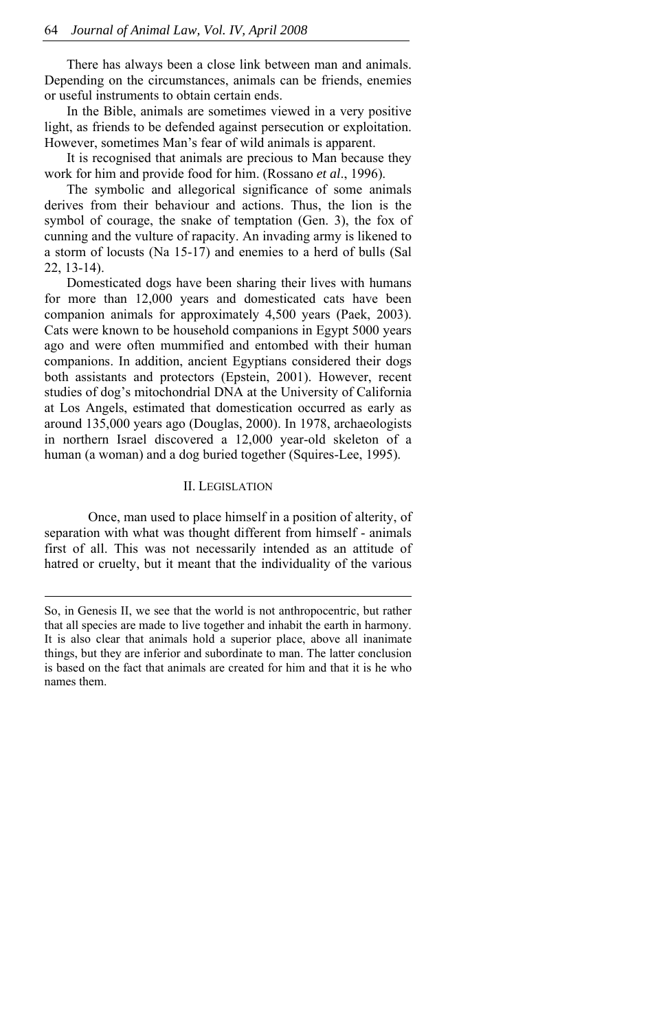There has always been a close link between man and animals. Depending on the circumstances, animals can be friends, enemies or useful instruments to obtain certain ends.

In the Bible, animals are sometimes viewed in a very positive light, as friends to be defended against persecution or exploitation. However, sometimes Man's fear of wild animals is apparent.

It is recognised that animals are precious to Man because they work for him and provide food for him. (Rossano *et al*., 1996).

The symbolic and allegorical significance of some animals derives from their behaviour and actions. Thus, the lion is the symbol of courage, the snake of temptation (Gen. 3), the fox of cunning and the vulture of rapacity. An invading army is likened to a storm of locusts (Na 15-17) and enemies to a herd of bulls (Sal 22, 13-14).

Domesticated dogs have been sharing their lives with humans for more than 12,000 years and domesticated cats have been companion animals for approximately 4,500 years (Paek, 2003). Cats were known to be household companions in Egypt 5000 years ago and were often mummified and entombed with their human companions. In addition, ancient Egyptians considered their dogs both assistants and protectors (Epstein, 2001). However, recent studies of dog's mitochondrial DNA at the University of California at Los Angels, estimated that domestication occurred as early as around 135,000 years ago (Douglas, 2000). In 1978, archaeologists in northern Israel discovered a 12,000 year-old skeleton of a human (a woman) and a dog buried together (Squires-Lee, 1995).

## II. Legislation

Once, man used to place himself in a position of alterity, of separation with what was thought different from himself - animals first of all. This was not necessarily intended as an attitude of hatred or cruelty, but it meant that the individuality of the various

---

So, in Genesis II, we see that the world is not anthropocentric, but rather that all species are made to live together and inhabit the earth in harmony. It is also clear that animals hold a superior place, above all inanimate things, but they are inferior and subordinate to man. The latter conclusion is based on the fact that animals are created for him and that it is he who names them.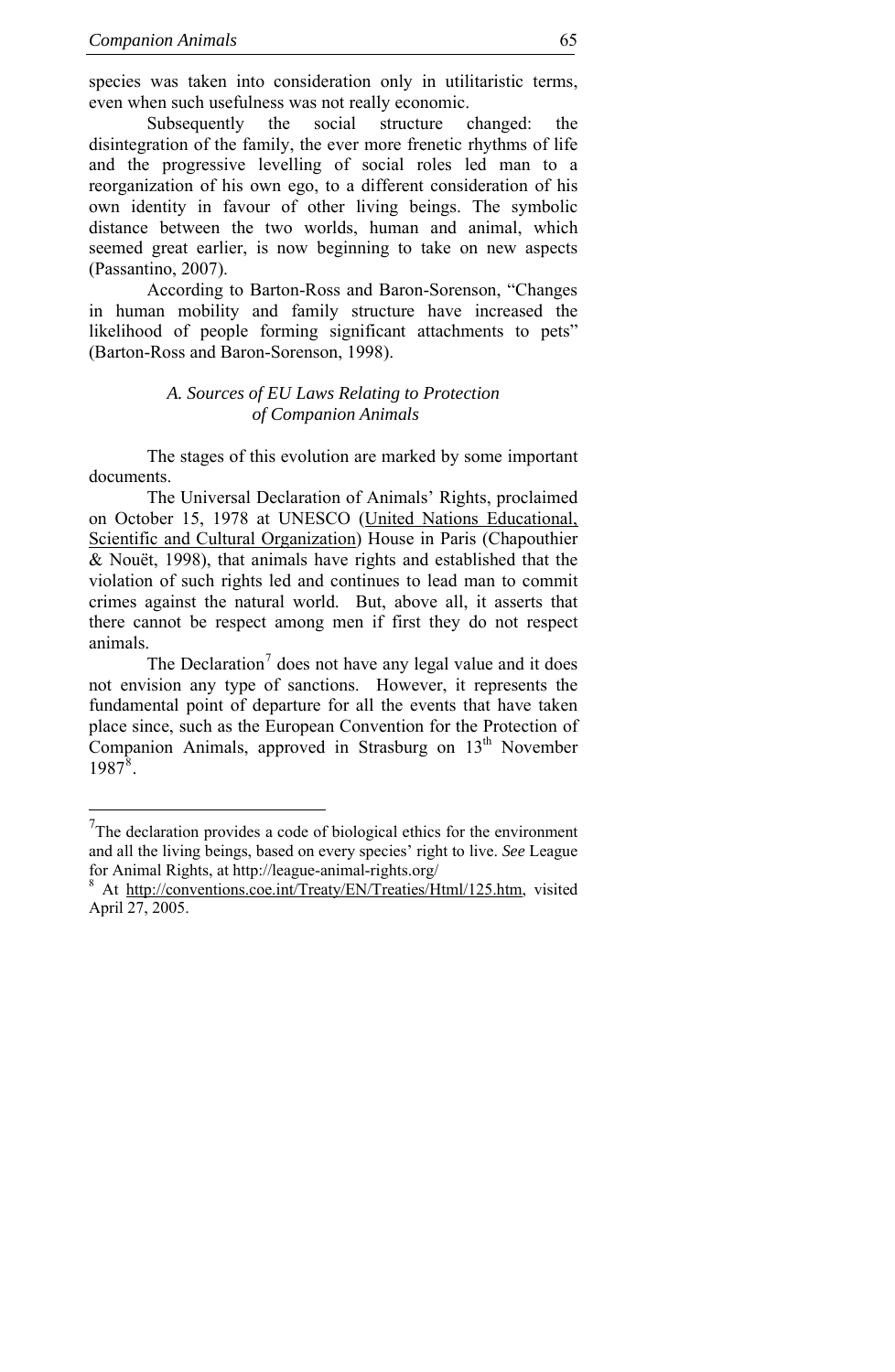species was taken into consideration only in utilitaristic terms, even when such usefulness was not really economic.

Subsequently the social structure changed: the disintegration of the family, the ever more frenetic rhythms of life and the progressive levelling of social roles led man to a reorganization of his own ego, to a different consideration of his own identity in favour of other living beings. The symbolic distance between the two worlds, human and animal, which seemed great earlier, is now beginning to take on new aspects (Passantino, 2007).

According to Barton-Ross and Baron-Sorenson, "Changes in human mobility and family structure have increased the likelihood of people forming significant attachments to pets" (Barton-Ross and Baron-Sorenson, 1998).

### *A. Sources of EU Laws Relating to Protection of Companion Animals*

The stages of this evolution are marked by some important documents.

The Universal Declaration of Animals' Rights, proclaimed on October 15, 1978 at UNESCO (United Nations Educational, Scientific and Cultural Organization) House in Paris (Chapouthier & Nouët, 1998), that animals have rights and established that the violation of such rights led and continues to lead man to commit crimes against the natural world. But, above all, it asserts that there cannot be respect among men if first they do not respect animals.

The Declaration[7] does not have any legal value and it does not envision any type of sanctions. However, it represents the fundamental point of departure for all the events that have taken place since, such as the European Convention for the Protection of Companion Animals, approved in Strasburg on 13th November 1987[8].

---

[7] The declaration provides a code of biological ethics for the environment and all the living beings, based on every species' right to live. *See* League for Animal Rights, at http://league-animal-rights.org/

[8] At http://conventions.coe.int/Treaty/EN/Treaties/Html/125.htm, visited April 27, 2005.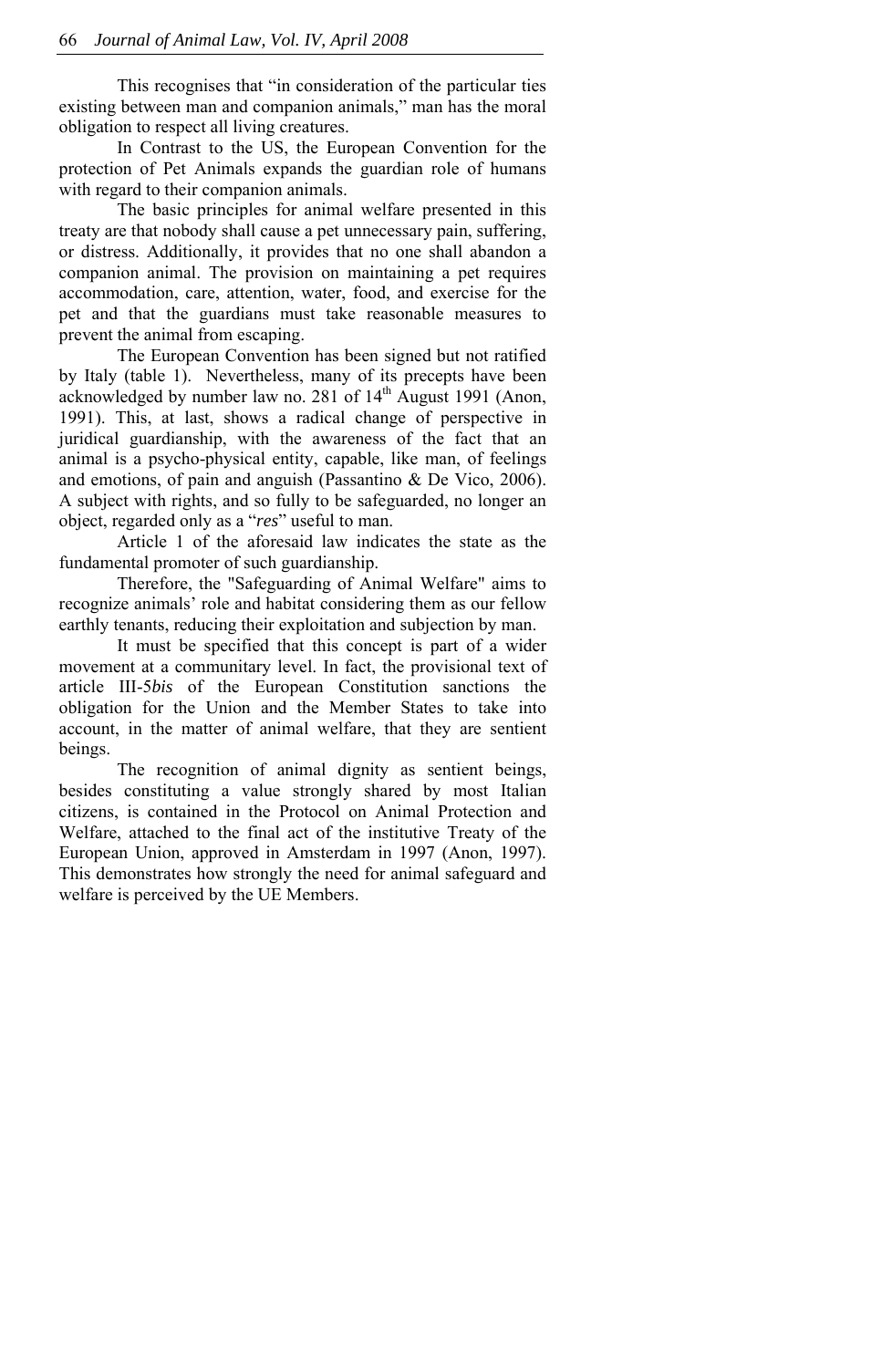This recognises that "in consideration of the particular ties existing between man and companion animals," man has the moral obligation to respect all living creatures.

In Contrast to the US, the European Convention for the protection of Pet Animals expands the guardian role of humans with regard to their companion animals.

The basic principles for animal welfare presented in this treaty are that nobody shall cause a pet unnecessary pain, suffering, or distress. Additionally, it provides that no one shall abandon a companion animal. The provision on maintaining a pet requires accommodation, care, attention, water, food, and exercise for the pet and that the guardians must take reasonable measures to prevent the animal from escaping.

The European Convention has been signed but not ratified by Italy (table 1). Nevertheless, many of its precepts have been acknowledged by number law no. 281 of 14th August 1991 (Anon, 1991). This, at last, shows a radical change of perspective in juridical guardianship, with the awareness of the fact that an animal is a psycho-physical entity, capable, like man, of feelings and emotions, of pain and anguish (Passantino & De Vico, 2006). A subject with rights, and so fully to be safeguarded, no longer an object, regarded only as a "*res*" useful to man.

Article 1 of the aforesaid law indicates the state as the fundamental promoter of such guardianship.

Therefore, the "Safeguarding of Animal Welfare" aims to recognize animals' role and habitat considering them as our fellow earthly tenants, reducing their exploitation and subjection by man.

It must be specified that this concept is part of a wider movement at a communitary level. In fact, the provisional text of article III-5*bis* of the European Constitution sanctions the obligation for the Union and the Member States to take into account, in the matter of animal welfare, that they are sentient beings.

The recognition of animal dignity as sentient beings, besides constituting a value strongly shared by most Italian citizens, is contained in the Protocol on Animal Protection and Welfare, attached to the final act of the institutive Treaty of the European Union, approved in Amsterdam in 1997 (Anon, 1997). This demonstrates how strongly the need for animal safeguard and welfare is perceived by the UE Members.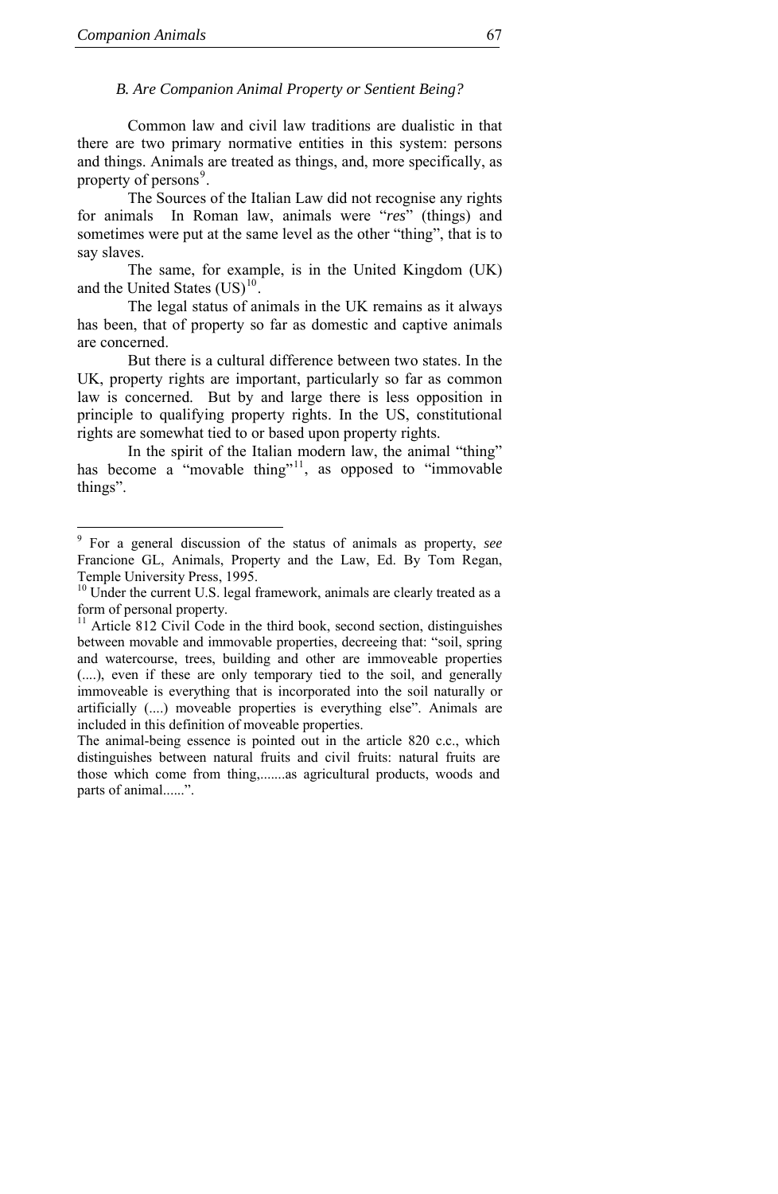### *B. Are Companion Animal Property or Sentient Being?*

Common law and civil law traditions are dualistic in that there are two primary normative entities in this system: persons and things. Animals are treated as things, and, more specifically, as property of persons[9].

The Sources of the Italian Law did not recognise any rights for animals In Roman law, animals were "*res*" (things) and sometimes were put at the same level as the other "thing", that is to say slaves.

The same, for example, is in the United Kingdom (UK) and the United States (US)[10].

The legal status of animals in the UK remains as it always has been, that of property so far as domestic and captive animals are concerned.

But there is a cultural difference between two states. In the UK, property rights are important, particularly so far as common law is concerned. But by and large there is less opposition in principle to qualifying property rights. In the US, constitutional rights are somewhat tied to or based upon property rights.

In the spirit of the Italian modern law, the animal "thing" has become a "movable thing"[11], as opposed to "immovable things".

---

[9] For a general discussion of the status of animals as property, *see* Francione GL, Animals, Property and the Law, Ed. By Tom Regan, Temple University Press, 1995.

[10] Under the current U.S. legal framework, animals are clearly treated as a form of personal property.

[11] Article 812 Civil Code in the third book, second section, distinguishes between movable and immovable properties, decreeing that: "soil, spring and watercourse, trees, building and other are immoveable properties (....), even if these are only temporary tied to the soil, and generally immoveable is everything that is incorporated into the soil naturally or artificially (....) moveable properties is everything else". Animals are included in this definition of moveable properties.

The animal-being essence is pointed out in the article 820 c.c., which distinguishes between natural fruits and civil fruits: natural fruits are those which come from thing,.......as agricultural products, woods and parts of animal......".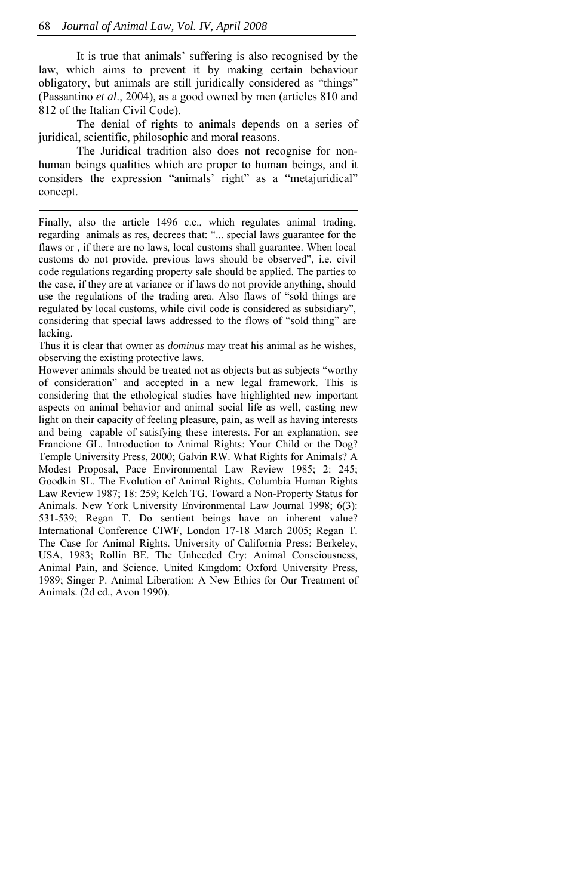It is true that animals' suffering is also recognised by the law, which aims to prevent it by making certain behaviour obligatory, but animals are still juridically considered as "things" (Passantino *et al*., 2004), as a good owned by men (articles 810 and 812 of the Italian Civil Code).

The denial of rights to animals depends on a series of juridical, scientific, philosophic and moral reasons.

The Juridical tradition also does not recognise for non-human beings qualities which are proper to human beings, and it considers the expression "animals' right" as a "metajuridical" concept.

---

Finally, also the article 1496 c.c., which regulates animal trading, regarding animals as res, decrees that: "... special laws guarantee for the flaws or , if there are no laws, local customs shall guarantee. When local customs do not provide, previous laws should be observed", i.e. civil code regulations regarding property sale should be applied. The parties to the case, if they are at variance or if laws do not provide anything, should use the regulations of the trading area. Also flaws of "sold things are regulated by local customs, while civil code is considered as subsidiary", considering that special laws addressed to the flows of "sold thing" are lacking.

Thus it is clear that owner as *dominus* may treat his animal as he wishes, observing the existing protective laws.

However animals should be treated not as objects but as subjects "worthy of consideration" and accepted in a new legal framework. This is considering that the ethological studies have highlighted new important aspects on animal behavior and animal social life as well, casting new light on their capacity of feeling pleasure, pain, as well as having interests and being capable of satisfying these interests. For an explanation, see Francione GL. Introduction to Animal Rights: Your Child or the Dog? Temple University Press, 2000; Galvin RW. What Rights for Animals? A Modest Proposal, Pace Environmental Law Review 1985; 2: 245; Goodkin SL. The Evolution of Animal Rights. Columbia Human Rights Law Review 1987; 18: 259; Kelch TG. Toward a Non-Property Status for Animals. New York University Environmental Law Journal 1998; 6(3): 531-539; Regan T. Do sentient beings have an inherent value? International Conference CIWF, London 17-18 March 2005; Regan T. The Case for Animal Rights. University of California Press: Berkeley, USA, 1983; Rollin BE. The Unheeded Cry: Animal Consciousness, Animal Pain, and Science. United Kingdom: Oxford University Press, 1989; Singer P. Animal Liberation: A New Ethics for Our Treatment of Animals. (2d ed., Avon 1990).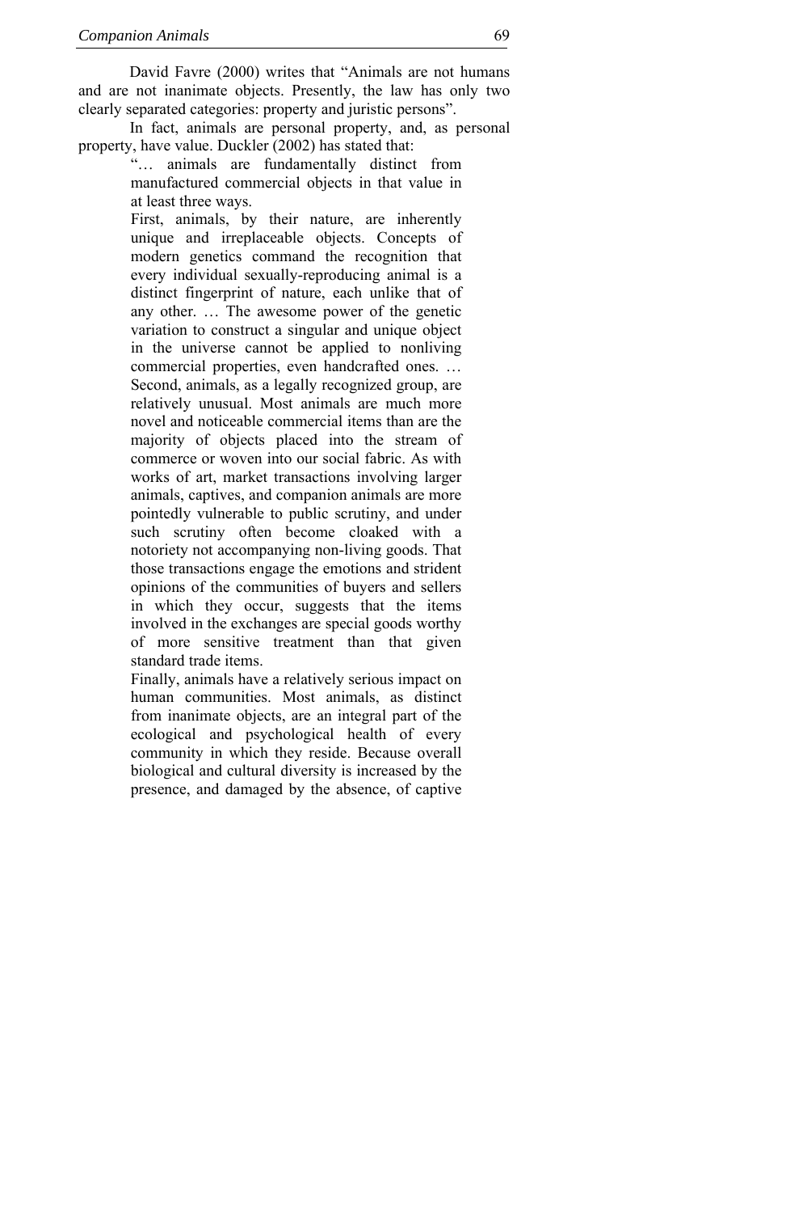David Favre (2000) writes that "Animals are not humans and are not inanimate objects. Presently, the law has only two clearly separated categories: property and juristic persons".

In fact, animals are personal property, and, as personal property, have value. Duckler (2002) has stated that:

> "… animals are fundamentally distinct from manufactured commercial objects in that value in at least three ways.
>
> First, animals, by their nature, are inherently unique and irreplaceable objects. Concepts of modern genetics command the recognition that every individual sexually-reproducing animal is a distinct fingerprint of nature, each unlike that of any other. … The awesome power of the genetic variation to construct a singular and unique object in the universe cannot be applied to nonliving commercial properties, even handcrafted ones. …
>
> Second, animals, as a legally recognized group, are relatively unusual. Most animals are much more novel and noticeable commercial items than are the majority of objects placed into the stream of commerce or woven into our social fabric. As with works of art, market transactions involving larger animals, captives, and companion animals are more pointedly vulnerable to public scrutiny, and under such scrutiny often become cloaked with a notoriety not accompanying non-living goods. That those transactions engage the emotions and strident opinions of the communities of buyers and sellers in which they occur, suggests that the items involved in the exchanges are special goods worthy of more sensitive treatment than that given standard trade items.
>
> Finally, animals have a relatively serious impact on human communities. Most animals, as distinct from inanimate objects, are an integral part of the ecological and psychological health of every community in which they reside. Because overall biological and cultural diversity is increased by the presence, and damaged by the absence, of captive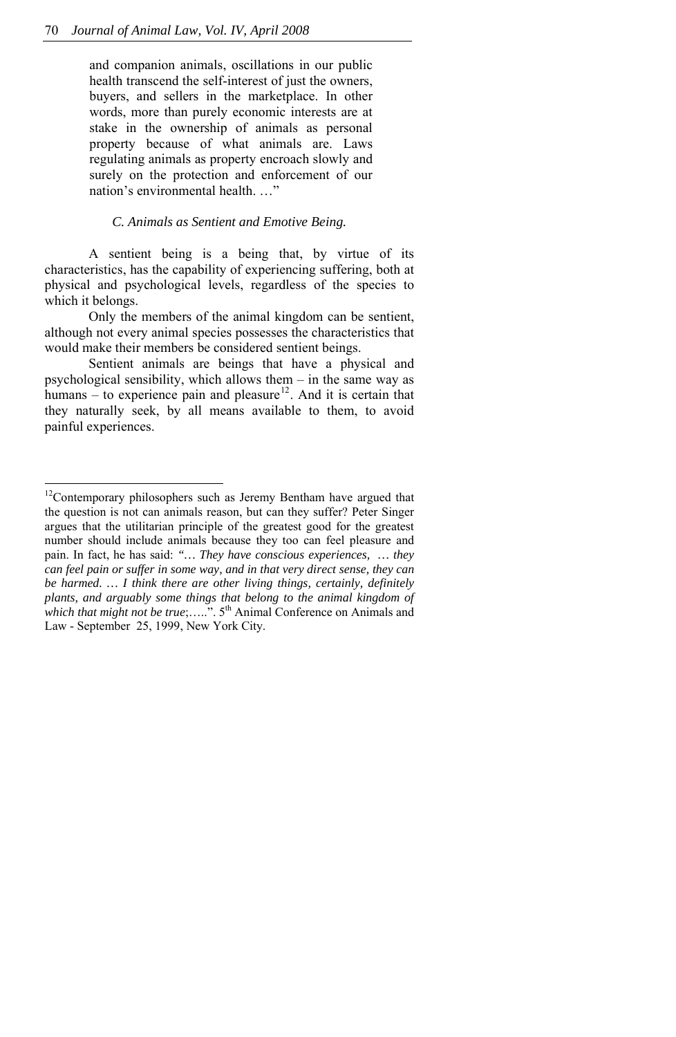> and companion animals, oscillations in our public health transcend the self-interest of just the owners, buyers, and sellers in the marketplace. In other words, more than purely economic interests are at stake in the ownership of animals as personal property because of what animals are. Laws regulating animals as property encroach slowly and surely on the protection and enforcement of our nation's environmental health. …"

### *C. Animals as Sentient and Emotive Being.*

A sentient being is a being that, by virtue of its characteristics, has the capability of experiencing suffering, both at physical and psychological levels, regardless of the species to which it belongs.

Only the members of the animal kingdom can be sentient, although not every animal species possesses the characteristics that would make their members be considered sentient beings.

Sentient animals are beings that have a physical and psychological sensibility, which allows them – in the same way as humans – to experience pain and pleasure[12]. And it is certain that they naturally seek, by all means available to them, to avoid painful experiences.

---

[12] Contemporary philosophers such as Jeremy Bentham have argued that the question is not can animals reason, but can they suffer? Peter Singer argues that the utilitarian principle of the greatest good for the greatest number should include animals because they too can feel pleasure and pain. In fact, he has said: *"… They have conscious experiences, … they can feel pain or suffer in some way, and in that very direct sense, they can be harmed. … I think there are other living things, certainly, definitely plants, and arguably some things that belong to the animal kingdom of which that might not be true*;…..". 5th Animal Conference on Animals and Law - September 25, 1999, New York City.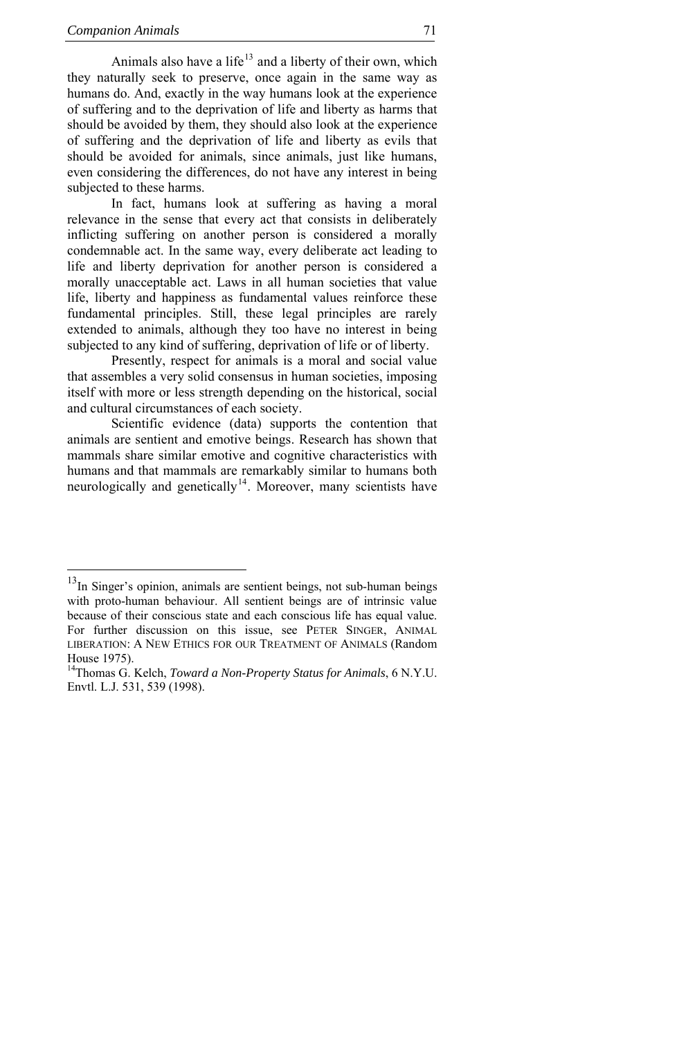Animals also have a life[13] and a liberty of their own, which they naturally seek to preserve, once again in the same way as humans do. And, exactly in the way humans look at the experience of suffering and to the deprivation of life and liberty as harms that should be avoided by them, they should also look at the experience of suffering and the deprivation of life and liberty as evils that should be avoided for animals, since animals, just like humans, even considering the differences, do not have any interest in being subjected to these harms.

In fact, humans look at suffering as having a moral relevance in the sense that every act that consists in deliberately inflicting suffering on another person is considered a morally condemnable act. In the same way, every deliberate act leading to life and liberty deprivation for another person is considered a morally unacceptable act. Laws in all human societies that value life, liberty and happiness as fundamental values reinforce these fundamental principles. Still, these legal principles are rarely extended to animals, although they too have no interest in being subjected to any kind of suffering, deprivation of life or of liberty.

Presently, respect for animals is a moral and social value that assembles a very solid consensus in human societies, imposing itself with more or less strength depending on the historical, social and cultural circumstances of each society.

Scientific evidence (data) supports the contention that animals are sentient and emotive beings. Research has shown that mammals share similar emotive and cognitive characteristics with humans and that mammals are remarkably similar to humans both neurologically and genetically[14]. Moreover, many scientists have

---

[13] In Singer's opinion, animals are sentient beings, not sub-human beings with proto-human behaviour. All sentient beings are of intrinsic value because of their conscious state and each conscious life has equal value. For further discussion on this issue, see PETER SINGER, ANIMAL LIBERATION: A NEW ETHICS FOR OUR TREATMENT OF ANIMALS (Random House 1975).

[14] Thomas G. Kelch, *Toward a Non-Property Status for Animals*, 6 N.Y.U. Envtl. L.J. 531, 539 (1998).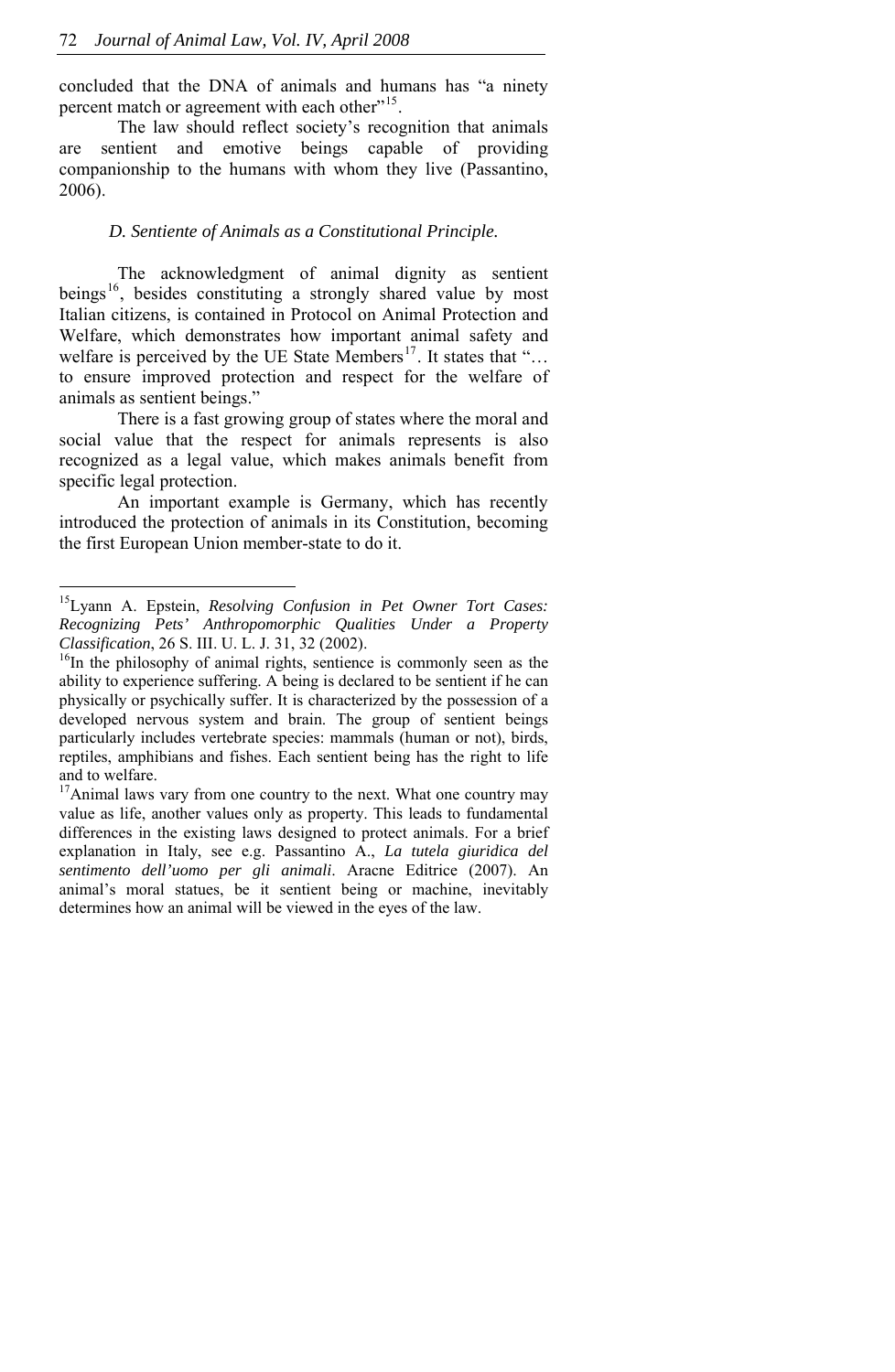concluded that the DNA of animals and humans has "a ninety percent match or agreement with each other"[15].

The law should reflect society's recognition that animals are sentient and emotive beings capable of providing companionship to the humans with whom they live (Passantino, 2006).

### *D. Sentiente of Animals as a Constitutional Principle.*

The acknowledgment of animal dignity as sentient beings[16], besides constituting a strongly shared value by most Italian citizens, is contained in Protocol on Animal Protection and Welfare, which demonstrates how important animal safety and welfare is perceived by the UE State Members[17]. It states that "… to ensure improved protection and respect for the welfare of animals as sentient beings."

There is a fast growing group of states where the moral and social value that the respect for animals represents is also recognized as a legal value, which makes animals benefit from specific legal protection.

An important example is Germany, which has recently introduced the protection of animals in its Constitution, becoming the first European Union member-state to do it.

---

[15] Lyann A. Epstein, *Resolving Confusion in Pet Owner Tort Cases: Recognizing Pets' Anthropomorphic Qualities Under a Property Classification*, 26 S. III. U. L. J. 31, 32 (2002).

[16] In the philosophy of animal rights, sentience is commonly seen as the ability to experience suffering. A being is declared to be sentient if he can physically or psychically suffer. It is characterized by the possession of a developed nervous system and brain. The group of sentient beings particularly includes vertebrate species: mammals (human or not), birds, reptiles, amphibians and fishes. Each sentient being has the right to life and to welfare.

[17] Animal laws vary from one country to the next. What one country may value as life, another values only as property. This leads to fundamental differences in the existing laws designed to protect animals. For a brief explanation in Italy, see e.g. Passantino A., *La tutela giuridica del sentimento dell'uomo per gli animali*. Aracne Editrice (2007). An animal's moral statues, be it sentient being or machine, inevitably determines how an animal will be viewed in the eyes of the law.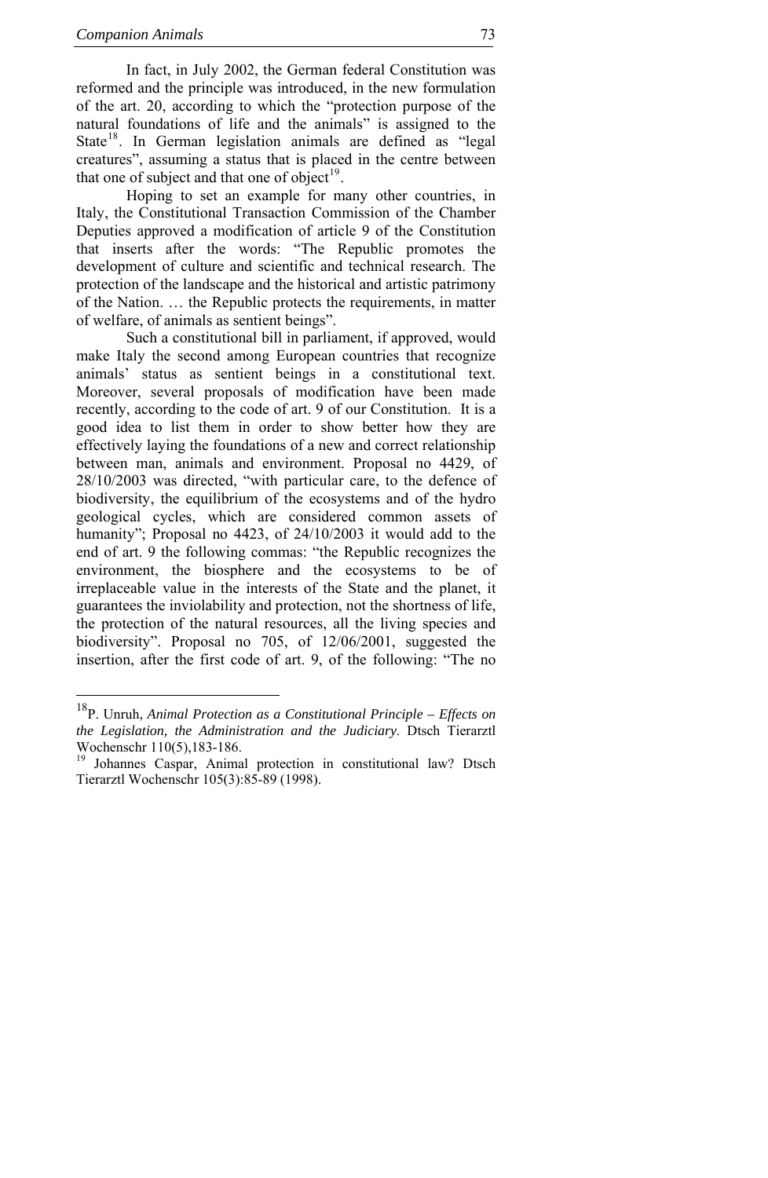In fact, in July 2002, the German federal Constitution was reformed and the principle was introduced, in the new formulation of the art. 20, according to which the "protection purpose of the natural foundations of life and the animals" is assigned to the State[18]. In German legislation animals are defined as "legal creatures", assuming a status that is placed in the centre between that one of subject and that one of object[19].

Hoping to set an example for many other countries, in Italy, the Constitutional Transaction Commission of the Chamber Deputies approved a modification of article 9 of the Constitution that inserts after the words: "The Republic promotes the development of culture and scientific and technical research. The protection of the landscape and the historical and artistic patrimony of the Nation. … the Republic protects the requirements, in matter of welfare, of animals as sentient beings".

Such a constitutional bill in parliament, if approved, would make Italy the second among European countries that recognize animals' status as sentient beings in a constitutional text. Moreover, several proposals of modification have been made recently, according to the code of art. 9 of our Constitution. It is a good idea to list them in order to show better how they are effectively laying the foundations of a new and correct relationship between man, animals and environment. Proposal no 4429, of 28/10/2003 was directed, "with particular care, to the defence of biodiversity, the equilibrium of the ecosystems and of the hydro geological cycles, which are considered common assets of humanity"; Proposal no 4423, of 24/10/2003 it would add to the end of art. 9 the following commas: "the Republic recognizes the environment, the biosphere and the ecosystems to be of irreplaceable value in the interests of the State and the planet, it guarantees the inviolability and protection, not the shortness of life, the protection of the natural resources, all the living species and biodiversity". Proposal no 705, of 12/06/2001, suggested the insertion, after the first code of art. 9, of the following: "The no

---

[18] P. Unruh, *Animal Protection as a Constitutional Principle – Effects on the Legislation, the Administration and the Judiciary*. Dtsch Tierarztl Wochenschr 110(5),183-186.

[19] Johannes Caspar, Animal protection in constitutional law? Dtsch Tierarztl Wochenschr 105(3):85-89 (1998).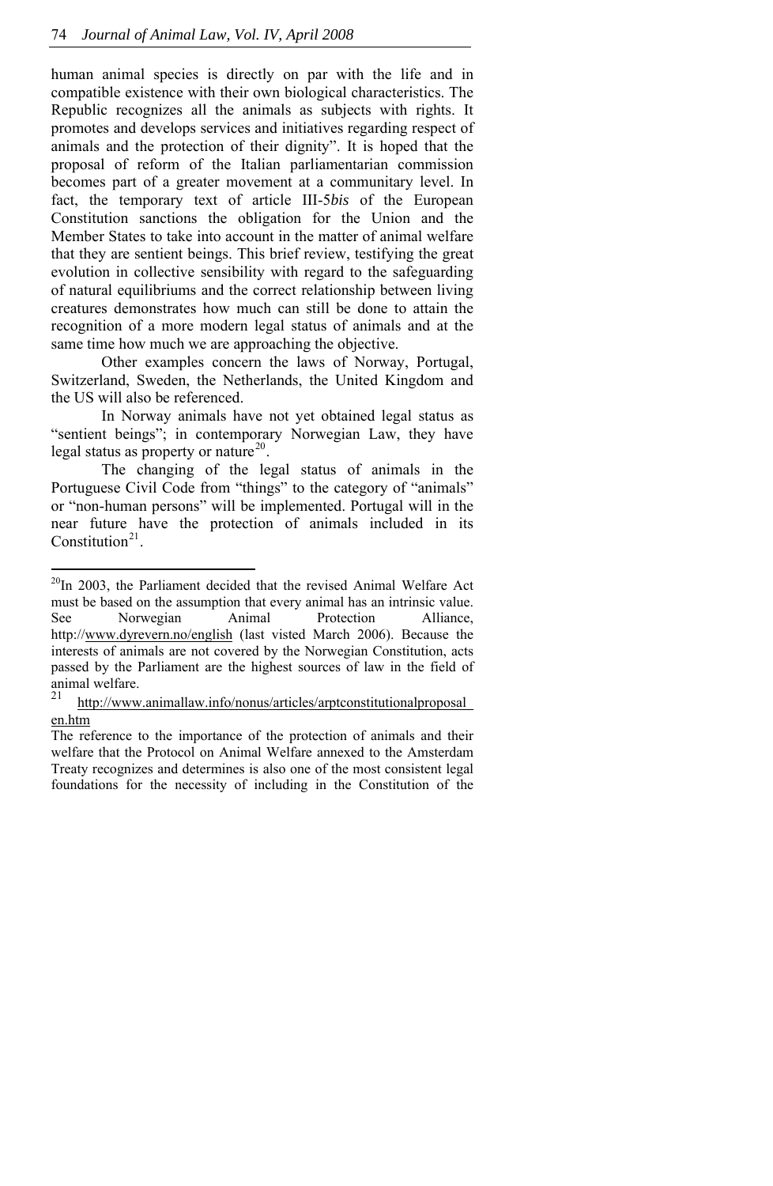human animal species is directly on par with the life and in compatible existence with their own biological characteristics. The Republic recognizes all the animals as subjects with rights. It promotes and develops services and initiatives regarding respect of animals and the protection of their dignity". It is hoped that the proposal of reform of the Italian parliamentarian commission becomes part of a greater movement at a communitary level. In fact, the temporary text of article III-5*bis* of the European Constitution sanctions the obligation for the Union and the Member States to take into account in the matter of animal welfare that they are sentient beings. This brief review, testifying the great evolution in collective sensibility with regard to the safeguarding of natural equilibriums and the correct relationship between living creatures demonstrates how much can still be done to attain the recognition of a more modern legal status of animals and at the same time how much we are approaching the objective.

Other examples concern the laws of Norway, Portugal, Switzerland, Sweden, the Netherlands, the United Kingdom and the US will also be referenced.

In Norway animals have not yet obtained legal status as "sentient beings"; in contemporary Norwegian Law, they have legal status as property or nature[20].

The changing of the legal status of animals in the Portuguese Civil Code from "things" to the category of "animals" or "non-human persons" will be implemented. Portugal will in the near future have the protection of animals included in its Constitution[21].

---

[20] In 2003, the Parliament decided that the revised Animal Welfare Act must be based on the assumption that every animal has an intrinsic value. See Norwegian Animal Protection Alliance, http://www.dyrevern.no/english (last visted March 2006). Because the interests of animals are not covered by the Norwegian Constitution, acts passed by the Parliament are the highest sources of law in the field of animal welfare.

[21] http://www.animallaw.info/nonus/articles/arptconstitutionalproposal_en.htm

The reference to the importance of the protection of animals and their welfare that the Protocol on Animal Welfare annexed to the Amsterdam Treaty recognizes and determines is also one of the most consistent legal foundations for the necessity of including in the Constitution of the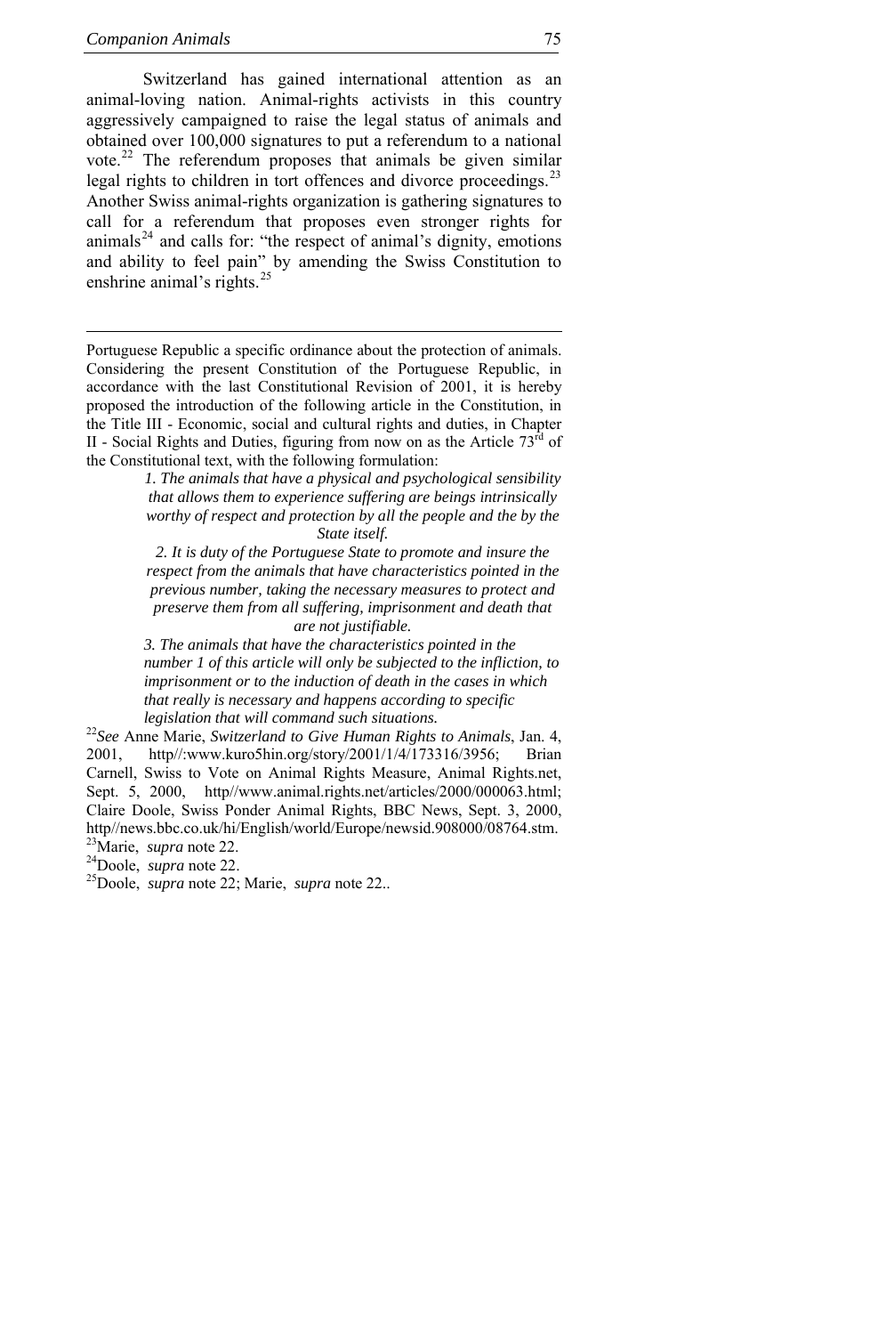Switzerland has gained international attention as an animal-loving nation. Animal-rights activists in this country aggressively campaigned to raise the legal status of animals and obtained over 100,000 signatures to put a referendum to a national vote.[22] The referendum proposes that animals be given similar legal rights to children in tort offences and divorce proceedings.[23] Another Swiss animal-rights organization is gathering signatures to call for a referendum that proposes even stronger rights for animals[24] and calls for: "the respect of animal's dignity, emotions and ability to feel pain" by amending the Swiss Constitution to enshrine animal's rights.[25]

---

Portuguese Republic a specific ordinance about the protection of animals. Considering the present Constitution of the Portuguese Republic, in accordance with the last Constitutional Revision of 2001, it is hereby proposed the introduction of the following article in the Constitution, in the Title III - Economic, social and cultural rights and duties, in Chapter II - Social Rights and Duties, figuring from now on as the Article 73[rd] of the Constitutional text, with the following formulation:

> *1. The animals that have a physical and psychological sensibility that allows them to experience suffering are beings intrinsically worthy of respect and protection by all the people and the by the State itself.*
>
> *2. It is duty of the Portuguese State to promote and insure the respect from the animals that have characteristics pointed in the previous number, taking the necessary measures to protect and preserve them from all suffering, imprisonment and death that are not justifiable.*
>
> *3. The animals that have the characteristics pointed in the number 1 of this article will only be subjected to the infliction, to imprisonment or to the induction of death in the cases in which that really is necessary and happens according to specific legislation that will command such situations.*

[22] *See* Anne Marie, *Switzerland to Give Human Rights to Animals*, Jan. 4, 2001, http//:www.kuro5hin.org/story/2001/1/4/173316/3956; Brian Carnell, Swiss to Vote on Animal Rights Measure, Animal Rights.net, Sept. 5, 2000, http//www.animal.rights.net/articles/2000/000063.html; Claire Doole, Swiss Ponder Animal Rights, BBC News, Sept. 3, 2000, http//news.bbc.co.uk/hi/English/world/Europe/newsid.908000/08764.stm.

[23] Marie, *supra* note 22.

[24] Doole, *supra* note 22.

[25] Doole, *supra* note 22; Marie, *supra* note 22..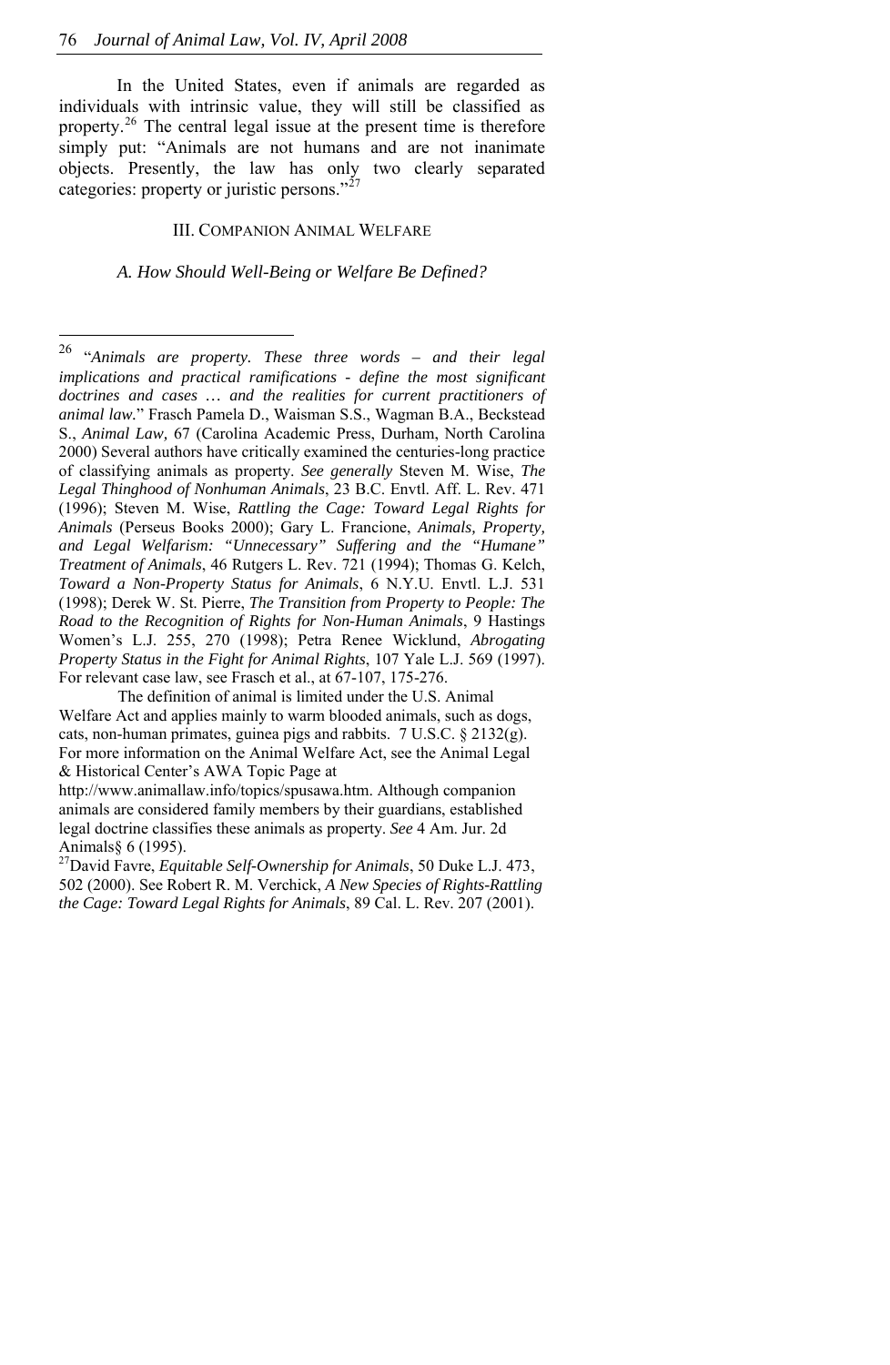In the United States, even if animals are regarded as individuals with intrinsic value, they will still be classified as property.[26] The central legal issue at the present time is therefore simply put: "Animals are not humans and are not inanimate objects. Presently, the law has only two clearly separated categories: property or juristic persons."[27]

## III. Companion Animal Welfare

### *A. How Should Well-Being or Welfare Be Defined?*

---

[26] "*Animals are property. These three words – and their legal implications and practical ramifications - define the most significant doctrines and cases … and the realities for current practitioners of animal law.*" Frasch Pamela D., Waisman S.S., Wagman B.A., Beckstead S., *Animal Law,* 67 (Carolina Academic Press, Durham, North Carolina 2000) Several authors have critically examined the centuries-long practice of classifying animals as property. *See generally* Steven M. Wise, *The Legal Thinghood of Nonhuman Animals*, 23 B.C. Envtl. Aff. L. Rev. 471 (1996); Steven M. Wise, *Rattling the Cage: Toward Legal Rights for Animals* (Perseus Books 2000); Gary L. Francione, *Animals, Property, and Legal Welfarism: "Unnecessary" Suffering and the "Humane" Treatment of Animals*, 46 Rutgers L. Rev. 721 (1994); Thomas G. Kelch, *Toward a Non-Property Status for Animals*, 6 N.Y.U. Envtl. L.J. 531 (1998); Derek W. St. Pierre, *The Transition from Property to People: The Road to the Recognition of Rights for Non-Human Animals*, 9 Hastings Women's L.J. 255, 270 (1998); Petra Renee Wicklund, *Abrogating Property Status in the Fight for Animal Rights*, 107 Yale L.J. 569 (1997). For relevant case law, see Frasch et al., at 67-107, 175-276.

The definition of animal is limited under the U.S. Animal Welfare Act and applies mainly to warm blooded animals, such as dogs, cats, non-human primates, guinea pigs and rabbits. 7 U.S.C. § 2132(g). For more information on the Animal Welfare Act, see the Animal Legal & Historical Center's AWA Topic Page at http://www.animallaw.info/topics/spusawa.htm. Although companion animals are considered family members by their guardians, established legal doctrine classifies these animals as property. *See* 4 Am. Jur. 2d Animals§ 6 (1995).

[27] David Favre, *Equitable Self-Ownership for Animals*, 50 Duke L.J. 473, 502 (2000). See Robert R. M. Verchick, *A New Species of Rights-Rattling the Cage: Toward Legal Rights for Animals*, 89 Cal. L. Rev. 207 (2001).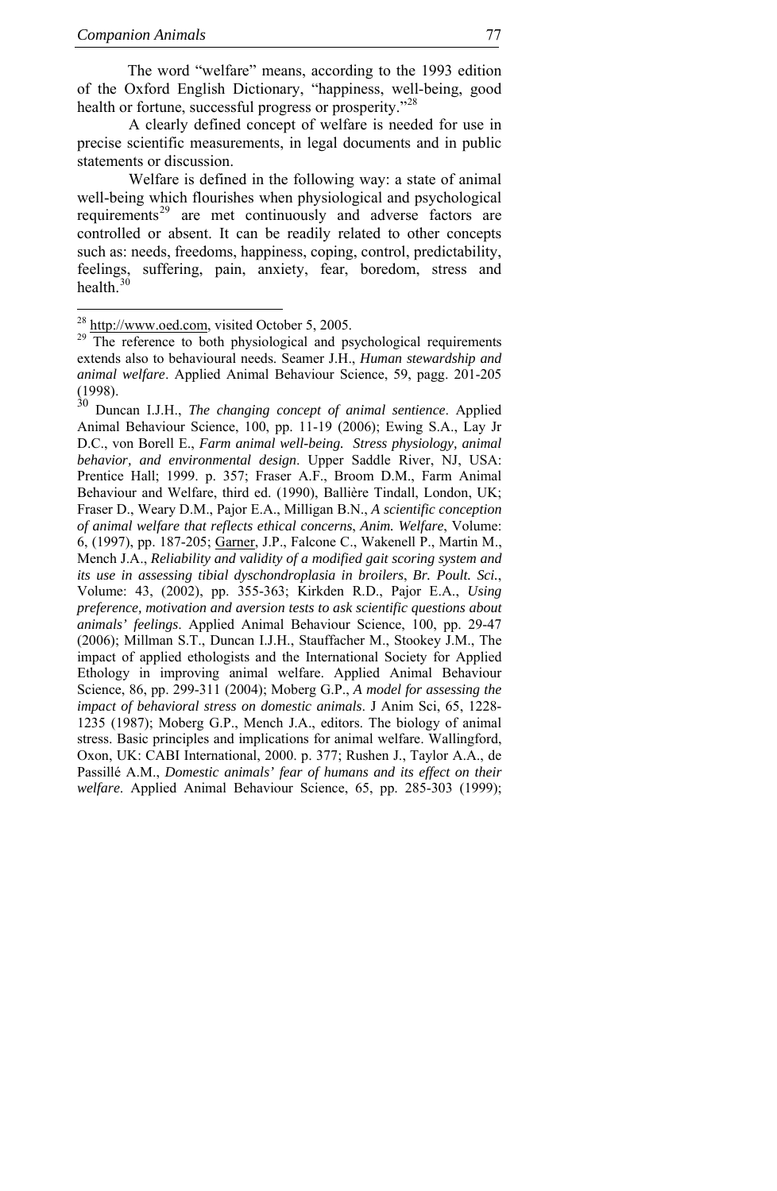The word "welfare" means, according to the 1993 edition of the Oxford English Dictionary, "happiness, well-being, good health or fortune, successful progress or prosperity."[28]

A clearly defined concept of welfare is needed for use in precise scientific measurements, in legal documents and in public statements or discussion.

Welfare is defined in the following way: a state of animal well-being which flourishes when physiological and psychological requirements[29] are met continuously and adverse factors are controlled or absent. It can be readily related to other concepts such as: needs, freedoms, happiness, coping, control, predictability, feelings, suffering, pain, anxiety, fear, boredom, stress and health.[30]

---

[28] http://www.oed.com, visited October 5, 2005.

[29] The reference to both physiological and psychological requirements extends also to behavioural needs. Seamer J.H., *Human stewardship and animal welfare*. Applied Animal Behaviour Science, 59, pagg. 201-205 (1998).

[30] Duncan I.J.H., *The changing concept of animal sentience*. Applied Animal Behaviour Science, 100, pp. 11-19 (2006); Ewing S.A., Lay Jr D.C., von Borell E., *Farm animal well-being. Stress physiology, animal behavior, and environmental design*. Upper Saddle River, NJ, USA: Prentice Hall; 1999. p. 357; Fraser A.F., Broom D.M., Farm Animal Behaviour and Welfare, third ed. (1990), Ballière Tindall, London, UK; Fraser D., Weary D.M., Pajor E.A., Milligan B.N., *A scientific conception of animal welfare that reflects ethical concerns*, *Anim. Welfare*, Volume: 6, (1997), pp. 187-205; Garner, J.P., Falcone C., Wakenell P., Martin M., Mench J.A., *Reliability and validity of a modified gait scoring system and its use in assessing tibial dyschondroplasia in broilers*, *Br. Poult. Sci.*, Volume: 43, (2002), pp. 355-363; Kirkden R.D., Pajor E.A., *Using preference, motivation and aversion tests to ask scientific questions about animals' feelings*. Applied Animal Behaviour Science, 100, pp. 29-47 (2006); Millman S.T., Duncan I.J.H., Stauffacher M., Stookey J.M., The impact of applied ethologists and the International Society for Applied Ethology in improving animal welfare. Applied Animal Behaviour Science, 86, pp. 299-311 (2004); Moberg G.P., *A model for assessing the impact of behavioral stress on domestic animals*. J Anim Sci, 65, 1228-1235 (1987); Moberg G.P., Mench J.A., editors. The biology of animal stress. Basic principles and implications for animal welfare. Wallingford, Oxon, UK: CABI International, 2000. p. 377; Rushen J., Taylor A.A., de Passillé A.M., *Domestic animals' fear of humans and its effect on their welfare*. Applied Animal Behaviour Science, 65, pp. 285-303 (1999);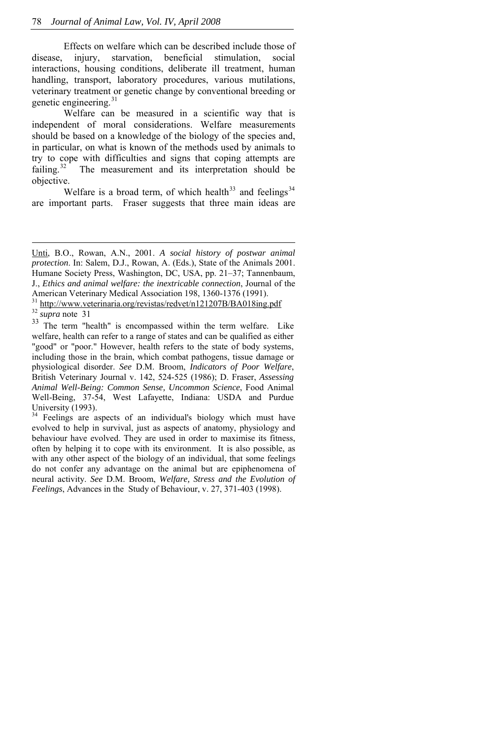Effects on welfare which can be described include those of disease, injury, starvation, beneficial stimulation, social interactions, housing conditions, deliberate ill treatment, human handling, transport, laboratory procedures, various mutilations, veterinary treatment or genetic change by conventional breeding or genetic engineering.[31]

Welfare can be measured in a scientific way that is independent of moral considerations. Welfare measurements should be based on a knowledge of the biology of the species and, in particular, on what is known of the methods used by animals to try to cope with difficulties and signs that coping attempts are failing.[32] The measurement and its interpretation should be objective.

Welfare is a broad term, of which health[33] and feelings[34] are important parts. Fraser suggests that three main ideas are

---

Unti, B.O., Rowan, A.N., 2001. *A social history of postwar animal protection*. In: Salem, D.J., Rowan, A. (Eds.), State of the Animals 2001. Humane Society Press, Washington, DC, USA, pp. 21–37; Tannenbaum, J., *Ethics and animal welfare: the inextricable connection*, Journal of the American Veterinary Medical Association 198, 1360-1376 (1991).

[31] http://www.veterinaria.org/revistas/redvet/n121207B/BA018ing.pdf

[32] *supra* note 31

[33] The term "health" is encompassed within the term welfare. Like welfare, health can refer to a range of states and can be qualified as either "good" or "poor." However, health refers to the state of body systems, including those in the brain, which combat pathogens, tissue damage or physiological disorder. *See* D.M. Broom, *Indicators of Poor Welfare*, British Veterinary Journal v. 142, 524-525 (1986); D. Fraser, *Assessing Animal Well-Being: Common Sense, Uncommon Science*, Food Animal Well-Being, 37-54, West Lafayette, Indiana: USDA and Purdue University (1993).

[34] Feelings are aspects of an individual's biology which must have evolved to help in survival, just as aspects of anatomy, physiology and behaviour have evolved. They are used in order to maximise its fitness, often by helping it to cope with its environment. It is also possible, as with any other aspect of the biology of an individual, that some feelings do not confer any advantage on the animal but are epiphenomena of neural activity. *See* D.M. Broom, *Welfare, Stress and the Evolution of Feelings*, Advances in the Study of Behaviour, v. 27, 371-403 (1998).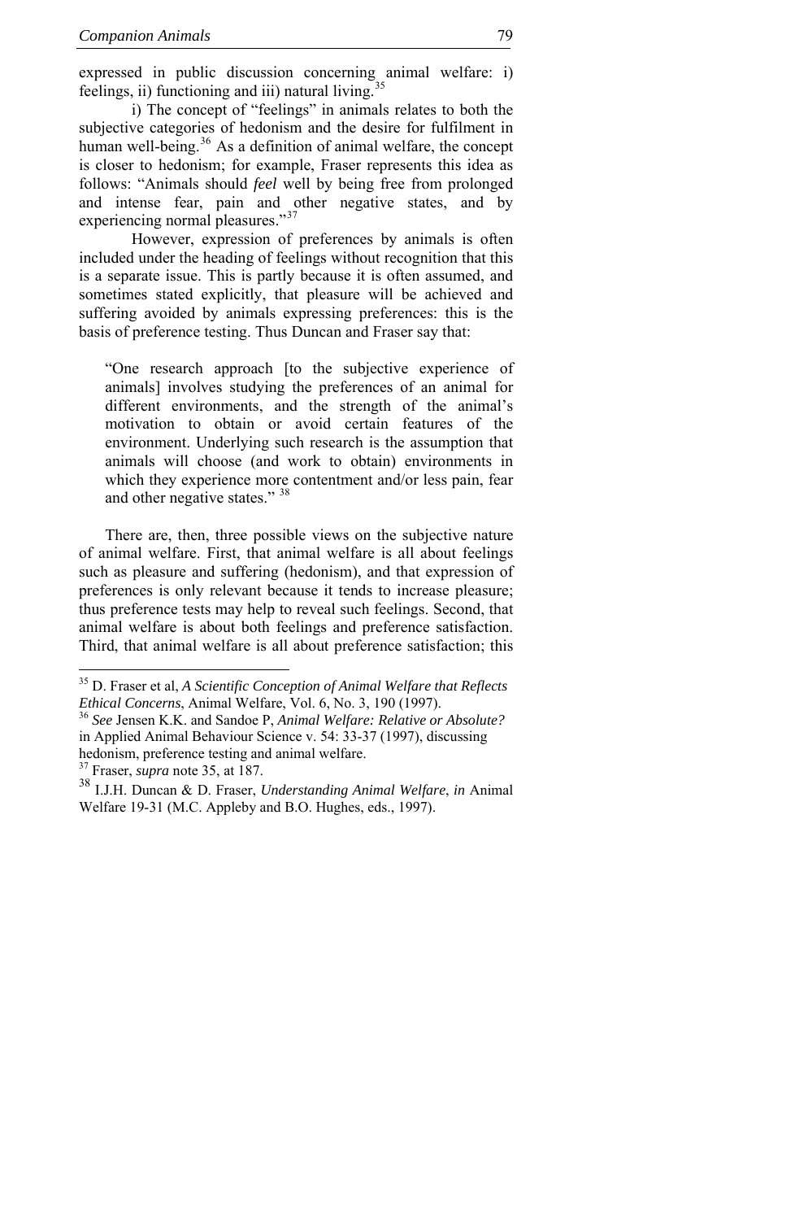expressed in public discussion concerning animal welfare: i) feelings, ii) functioning and iii) natural living.[35]

i) The concept of "feelings" in animals relates to both the subjective categories of hedonism and the desire for fulfilment in human well-being.[36] As a definition of animal welfare, the concept is closer to hedonism; for example, Fraser represents this idea as follows: "Animals should *feel* well by being free from prolonged and intense fear, pain and other negative states, and by experiencing normal pleasures."[37]

However, expression of preferences by animals is often included under the heading of feelings without recognition that this is a separate issue. This is partly because it is often assumed, and sometimes stated explicitly, that pleasure will be achieved and suffering avoided by animals expressing preferences: this is the basis of preference testing. Thus Duncan and Fraser say that:

> "One research approach [to the subjective experience of animals] involves studying the preferences of an animal for different environments, and the strength of the animal's motivation to obtain or avoid certain features of the environment. Underlying such research is the assumption that animals will choose (and work to obtain) environments in which they experience more contentment and/or less pain, fear and other negative states." [38]

There are, then, three possible views on the subjective nature of animal welfare. First, that animal welfare is all about feelings such as pleasure and suffering (hedonism), and that expression of preferences is only relevant because it tends to increase pleasure; thus preference tests may help to reveal such feelings. Second, that animal welfare is about both feelings and preference satisfaction. Third, that animal welfare is all about preference satisfaction; this

---

[35] D. Fraser et al, *A Scientific Conception of Animal Welfare that Reflects Ethical Concerns*, Animal Welfare, Vol. 6, No. 3, 190 (1997).

[36] *See* Jensen K.K. and Sandoe P, *Animal Welfare: Relative or Absolute?* in Applied Animal Behaviour Science v. 54: 33-37 (1997), discussing hedonism, preference testing and animal welfare.

[37] Fraser, *supra* note 35, at 187.

[38] I.J.H. Duncan & D. Fraser, *Understanding Animal Welfare*, *in* Animal Welfare 19-31 (M.C. Appleby and B.O. Hughes, eds., 1997).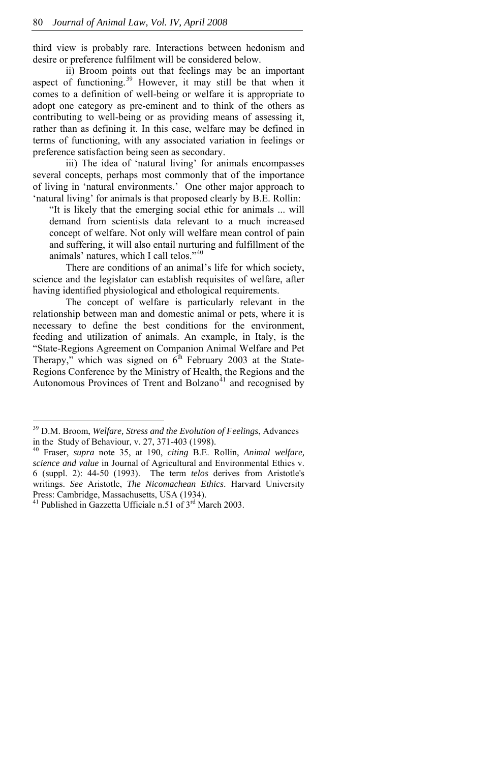third view is probably rare. Interactions between hedonism and desire or preference fulfilment will be considered below.

ii) Broom points out that feelings may be an important aspect of functioning.[39] However, it may still be that when it comes to a definition of well-being or welfare it is appropriate to adopt one category as pre-eminent and to think of the others as contributing to well-being or as providing means of assessing it, rather than as defining it. In this case, welfare may be defined in terms of functioning, with any associated variation in feelings or preference satisfaction being seen as secondary.

iii) The idea of 'natural living' for animals encompasses several concepts, perhaps most commonly that of the importance of living in 'natural environments.' One other major approach to 'natural living' for animals is that proposed clearly by B.E. Rollin:

> "It is likely that the emerging social ethic for animals ... will demand from scientists data relevant to a much increased concept of welfare. Not only will welfare mean control of pain and suffering, it will also entail nurturing and fulfillment of the animals' natures, which I call telos."[40]

There are conditions of an animal's life for which society, science and the legislator can establish requisites of welfare, after having identified physiological and ethological requirements.

The concept of welfare is particularly relevant in the relationship between man and domestic animal or pets, where it is necessary to define the best conditions for the environment, feeding and utilization of animals. An example, in Italy, is the "State-Regions Agreement on Companion Animal Welfare and Pet Therapy," which was signed on 6th February 2003 at the State-Regions Conference by the Ministry of Health, the Regions and the Autonomous Provinces of Trent and Bolzano[41] and recognised by

---

[39] D.M. Broom, *Welfare, Stress and the Evolution of Feelings*, Advances in the Study of Behaviour, v. 27, 371-403 (1998).

[40] Fraser, *supra* note 35, at 190, *citing* B.E. Rollin, *Animal welfare, science and value* in Journal of Agricultural and Environmental Ethics v. 6 (suppl. 2): 44-50 (1993). The term *telos* derives from Aristotle's writings. *See* Aristotle, *The Nicomachean Ethics*. Harvard University Press: Cambridge, Massachusetts, USA (1934).

[41] Published in Gazzetta Ufficiale n.51 of 3rd March 2003.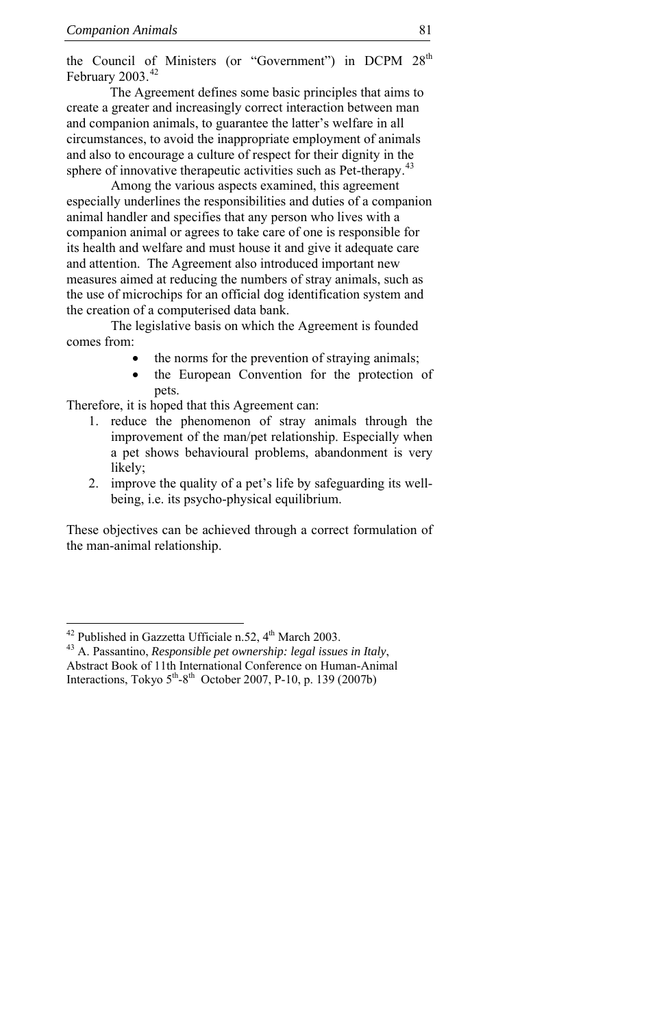the Council of Ministers (or "Government") in DCPM 28th February 2003.[42]

The Agreement defines some basic principles that aims to create a greater and increasingly correct interaction between man and companion animals, to guarantee the latter's welfare in all circumstances, to avoid the inappropriate employment of animals and also to encourage a culture of respect for their dignity in the sphere of innovative therapeutic activities such as Pet-therapy.[43]

Among the various aspects examined, this agreement especially underlines the responsibilities and duties of a companion animal handler and specifies that any person who lives with a companion animal or agrees to take care of one is responsible for its health and welfare and must house it and give it adequate care and attention. The Agreement also introduced important new measures aimed at reducing the numbers of stray animals, such as the use of microchips for an official dog identification system and the creation of a computerised data bank.

The legislative basis on which the Agreement is founded comes from:

- the norms for the prevention of straying animals;
- the European Convention for the protection of pets.

Therefore, it is hoped that this Agreement can:

1. reduce the phenomenon of stray animals through the improvement of the man/pet relationship. Especially when a pet shows behavioural problems, abandonment is very likely;
2. improve the quality of a pet's life by safeguarding its well-being, i.e. its psycho-physical equilibrium.

These objectives can be achieved through a correct formulation of the man-animal relationship.

---

[42] Published in Gazzetta Ufficiale n.52, 4th March 2003.

[43] A. Passantino, *Responsible pet ownership: legal issues in Italy*, Abstract Book of 11th International Conference on Human-Animal Interactions, Tokyo 5th-8th October 2007, P-10, p. 139 (2007b)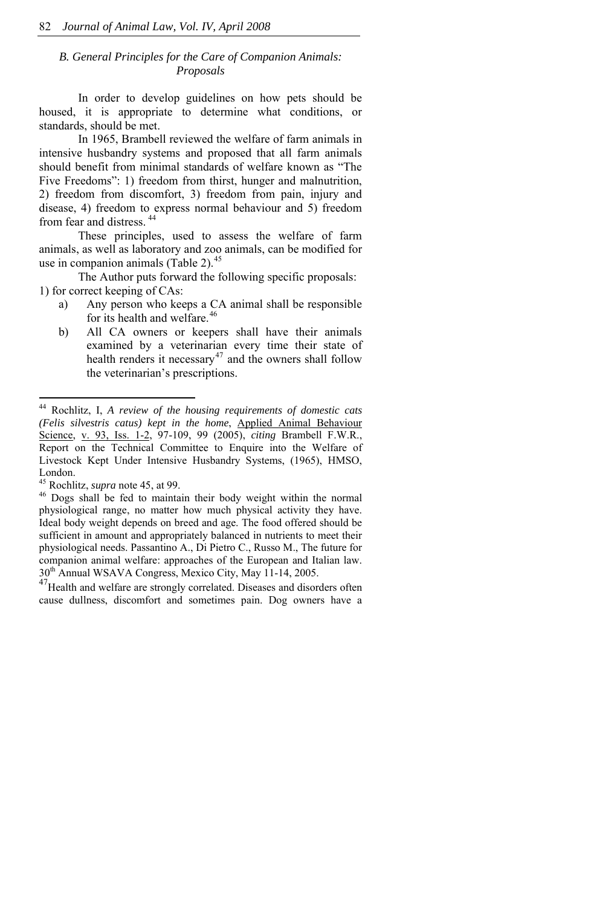### B. General Principles for the Care of Companion Animals: Proposals

In order to develop guidelines on how pets should be housed, it is appropriate to determine what conditions, or standards, should be met.

In 1965, Brambell reviewed the welfare of farm animals in intensive husbandry systems and proposed that all farm animals should benefit from minimal standards of welfare known as "The Five Freedoms": 1) freedom from thirst, hunger and malnutrition, 2) freedom from discomfort, 3) freedom from pain, injury and disease, 4) freedom to express normal behaviour and 5) freedom from fear and distress. [44]

These principles, used to assess the welfare of farm animals, as well as laboratory and zoo animals, can be modified for use in companion animals (Table 2).[45]

The Author puts forward the following specific proposals:

1) for correct keeping of CAs:

a) Any person who keeps a CA animal shall be responsible for its health and welfare.[46]

b) All CA owners or keepers shall have their animals examined by a veterinarian every time their state of health renders it necessary[47] and the owners shall follow the veterinarian's prescriptions.

---

[44] Rochlitz, I, *A review of the housing requirements of domestic cats (Felis silvestris catus) kept in the home*, Applied Animal Behaviour Science, v. 93, Iss. 1-2, 97-109, 99 (2005), *citing* Brambell F.W.R., Report on the Technical Committee to Enquire into the Welfare of Livestock Kept Under Intensive Husbandry Systems, (1965), HMSO, London.

[45] Rochlitz, *supra* note 45, at 99.

[46] Dogs shall be fed to maintain their body weight within the normal physiological range, no matter how much physical activity they have. Ideal body weight depends on breed and age. The food offered should be sufficient in amount and appropriately balanced in nutrients to meet their physiological needs. Passantino A., Di Pietro C., Russo M., The future for companion animal welfare: approaches of the European and Italian law. 30th Annual WSAVA Congress, Mexico City, May 11-14, 2005.

[47] Health and welfare are strongly correlated. Diseases and disorders often cause dullness, discomfort and sometimes pain. Dog owners have a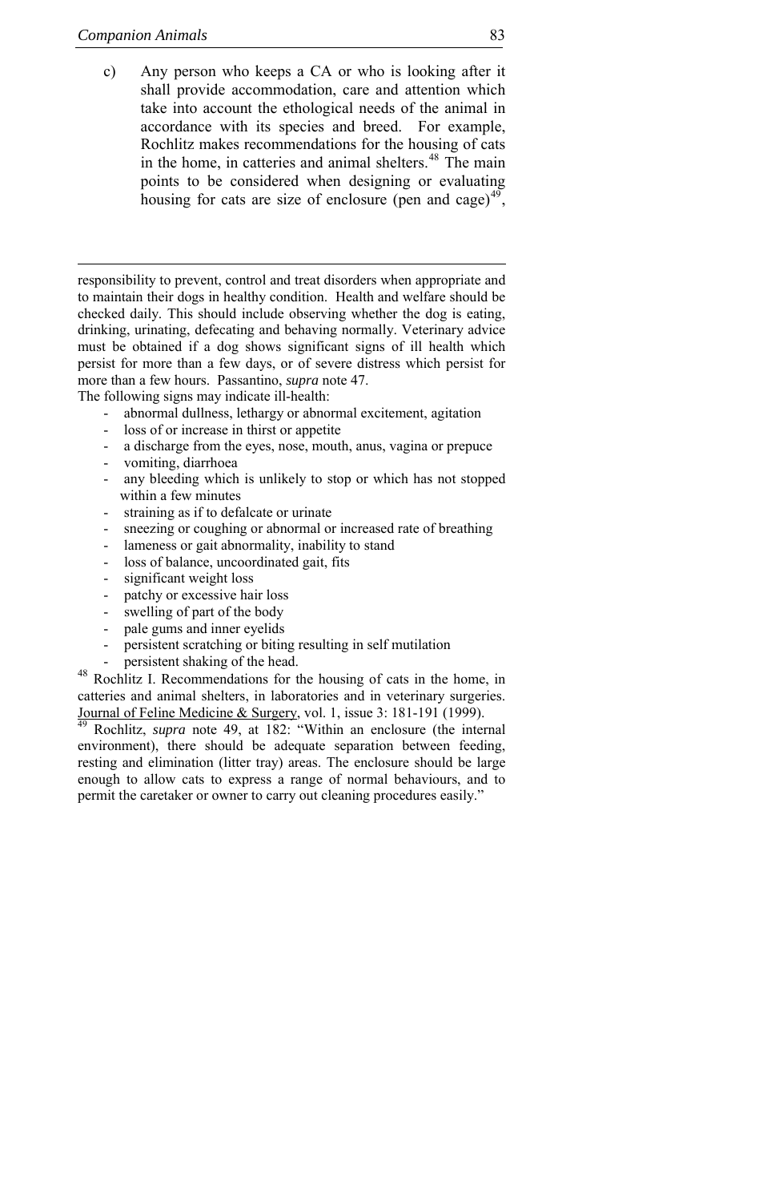c) Any person who keeps a CA or who is looking after it shall provide accommodation, care and attention which take into account the ethological needs of the animal in accordance with its species and breed. For example, Rochlitz makes recommendations for the housing of cats in the home, in catteries and animal shelters.[48] The main points to be considered when designing or evaluating housing for cats are size of enclosure (pen and cage)[49],

---

responsibility to prevent, control and treat disorders when appropriate and to maintain their dogs in healthy condition. Health and welfare should be checked daily. This should include observing whether the dog is eating, drinking, urinating, defecating and behaving normally. Veterinary advice must be obtained if a dog shows significant signs of ill health which persist for more than a few days, or of severe distress which persist for more than a few hours. Passantino, *supra* note 47.

The following signs may indicate ill-health:

- abnormal dullness, lethargy or abnormal excitement, agitation
- loss of or increase in thirst or appetite
- a discharge from the eyes, nose, mouth, anus, vagina or prepuce
- vomiting, diarrhoea
- any bleeding which is unlikely to stop or which has not stopped within a few minutes
- straining as if to defalcate or urinate
- sneezing or coughing or abnormal or increased rate of breathing
- lameness or gait abnormality, inability to stand
- loss of balance, uncoordinated gait, fits
- significant weight loss
- patchy or excessive hair loss
- swelling of part of the body
- pale gums and inner eyelids
- persistent scratching or biting resulting in self mutilation
- persistent shaking of the head.

[48] Rochlitz I. Recommendations for the housing of cats in the home, in catteries and animal shelters, in laboratories and in veterinary surgeries. Journal of Feline Medicine & Surgery, vol. 1, issue 3: 181-191 (1999).

[49] Rochlitz, *supra* note 49, at 182: "Within an enclosure (the internal environment), there should be adequate separation between feeding, resting and elimination (litter tray) areas. The enclosure should be large enough to allow cats to express a range of normal behaviours, and to permit the caretaker or owner to carry out cleaning procedures easily."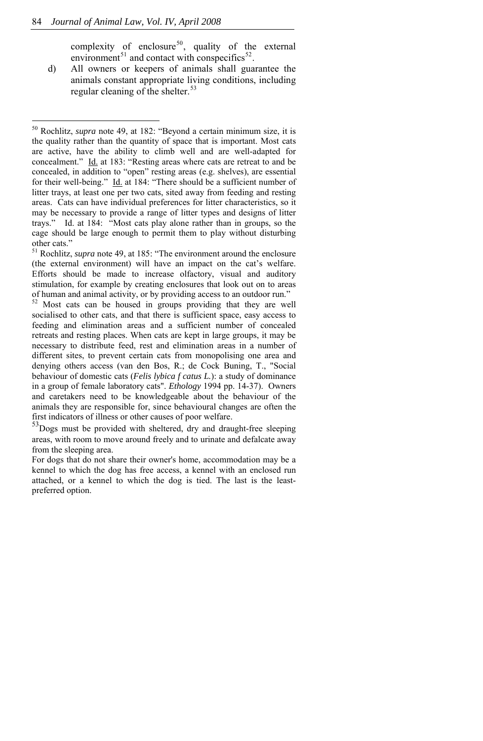complexity of enclosure[50], quality of the external environment[51] and contact with conspecifics[52].

d) All owners or keepers of animals shall guarantee the animals constant appropriate living conditions, including regular cleaning of the shelter.[53]

---

[50] Rochlitz, *supra* note 49, at 182: "Beyond a certain minimum size, it is the quality rather than the quantity of space that is important. Most cats are active, have the ability to climb well and are well-adapted for concealment." Id. at 183: "Resting areas where cats are retreat to and be concealed, in addition to "open" resting areas (e.g. shelves), are essential for their well-being." Id. at 184: "There should be a sufficient number of litter trays, at least one per two cats, sited away from feeding and resting areas. Cats can have individual preferences for litter characteristics, so it may be necessary to provide a range of litter types and designs of litter trays." Id. at 184: "Most cats play alone rather than in groups, so the cage should be large enough to permit them to play without disturbing other cats."

[51] Rochlitz, *supra* note 49, at 185: "The environment around the enclosure (the external environment) will have an impact on the cat's welfare. Efforts should be made to increase olfactory, visual and auditory stimulation, for example by creating enclosures that look out on to areas of human and animal activity, or by providing access to an outdoor run."

[52] Most cats can be housed in groups providing that they are well socialised to other cats, and that there is sufficient space, easy access to feeding and elimination areas and a sufficient number of concealed retreats and resting places. When cats are kept in large groups, it may be necessary to distribute feed, rest and elimination areas in a number of different sites, to prevent certain cats from monopolising one area and denying others access (van den Bos, R.; de Cock Buning, T., "Social behaviour of domestic cats (*Felis lybica f catus L.*): a study of dominance in a group of female laboratory cats". *Ethology* 1994 pp. 14-37). Owners and caretakers need to be knowledgeable about the behaviour of the animals they are responsible for, since behavioural changes are often the first indicators of illness or other causes of poor welfare.

[53] Dogs must be provided with sheltered, dry and draught-free sleeping areas, with room to move around freely and to urinate and defalcate away from the sleeping area.

For dogs that do not share their owner's home, accommodation may be a kennel to which the dog has free access, a kennel with an enclosed run attached, or a kennel to which the dog is tied. The last is the least-preferred option.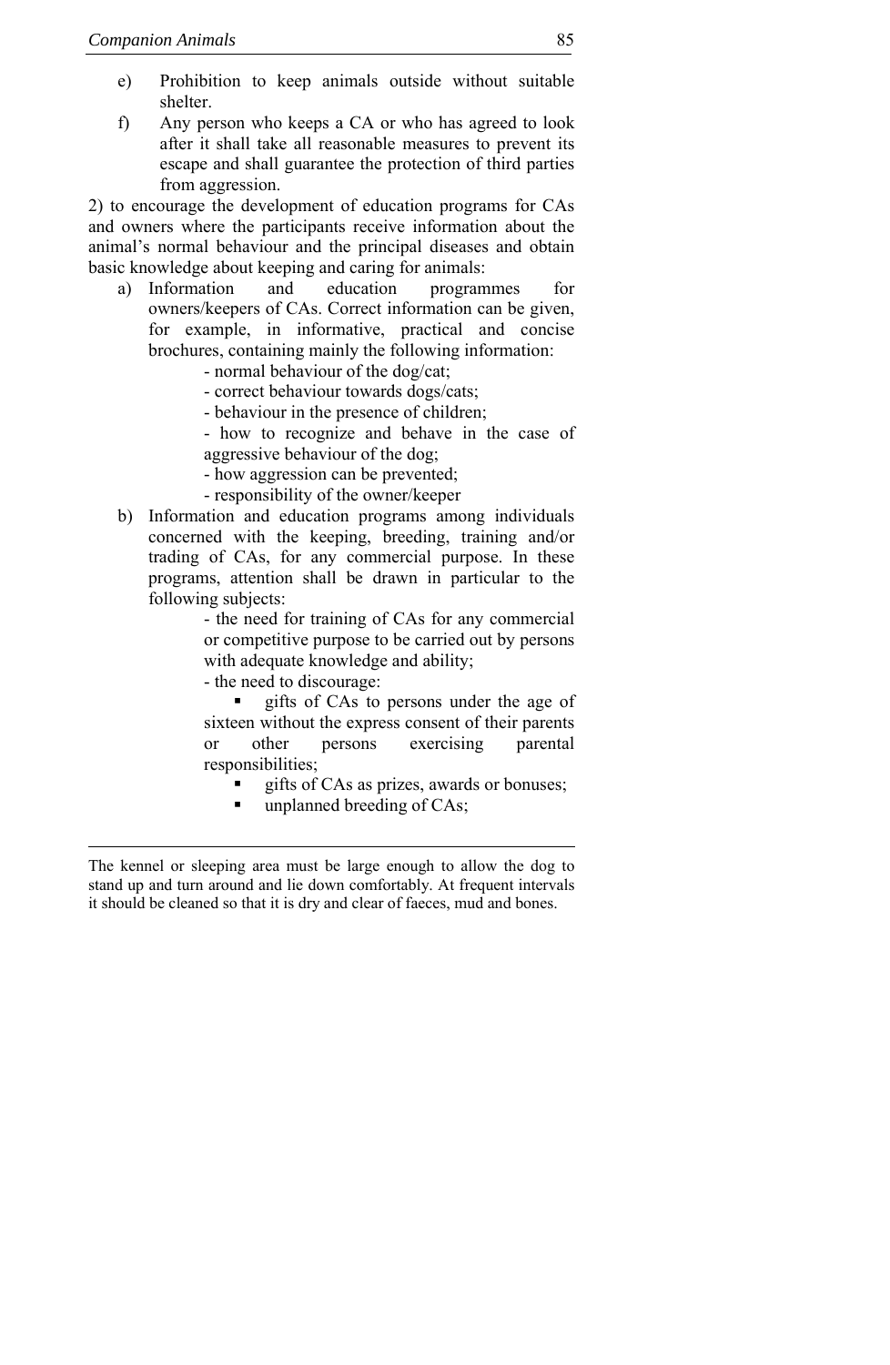e) Prohibition to keep animals outside without suitable shelter.

f) Any person who keeps a CA or who has agreed to look after it shall take all reasonable measures to prevent its escape and shall guarantee the protection of third parties from aggression.

2) to encourage the development of education programs for CAs and owners where the participants receive information about the animal's normal behaviour and the principal diseases and obtain basic knowledge about keeping and caring for animals:

a) Information and education programmes for owners/keepers of CAs. Correct information can be given, for example, in informative, practical and concise brochures, containing mainly the following information:
   - normal behaviour of the dog/cat;
   - correct behaviour towards dogs/cats;
   - behaviour in the presence of children;
   - how to recognize and behave in the case of aggressive behaviour of the dog;
   - how aggression can be prevented;
   - responsibility of the owner/keeper

b) Information and education programs among individuals concerned with the keeping, breeding, training and/or trading of CAs, for any commercial purpose. In these programs, attention shall be drawn in particular to the following subjects:
   - the need for training of CAs for any commercial or competitive purpose to be carried out by persons with adequate knowledge and ability;
   - the need to discourage:
     - gifts of CAs to persons under the age of sixteen without the express consent of their parents or other persons exercising parental responsibilities;
     - gifts of CAs as prizes, awards or bonuses;
     - unplanned breeding of CAs;

---

The kennel or sleeping area must be large enough to allow the dog to stand up and turn around and lie down comfortably. At frequent intervals it should be cleaned so that it is dry and clear of faeces, mud and bones.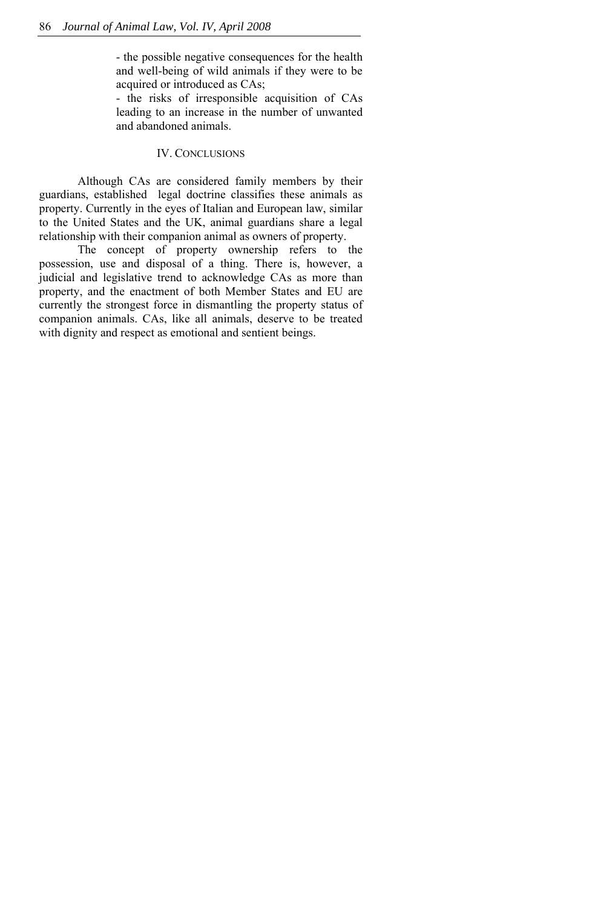- the possible negative consequences for the health and well-being of wild animals if they were to be acquired or introduced as CAs;
- the risks of irresponsible acquisition of CAs leading to an increase in the number of unwanted and abandoned animals.

## IV. CONCLUSIONS

Although CAs are considered family members by their guardians, established legal doctrine classifies these animals as property. Currently in the eyes of Italian and European law, similar to the United States and the UK, animal guardians share a legal relationship with their companion animal as owners of property.

The concept of property ownership refers to the possession, use and disposal of a thing. There is, however, a judicial and legislative trend to acknowledge CAs as more than property, and the enactment of both Member States and EU are currently the strongest force in dismantling the property status of companion animals. CAs, like all animals, deserve to be treated with dignity and respect as emotional and sentient beings.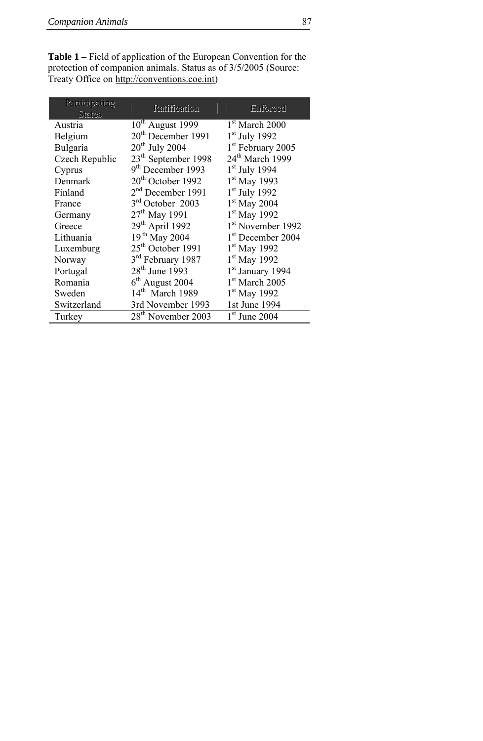**Table 1 –** Field of application of the European Convention for the protection of companion animals. Status as of 3/5/2005 (Source: Treaty Office on http://conventions.coe.int)

| Participating States | Ratification | Enforced |
|---|---|---|
| Austria | 10th August 1999 | 1st March 2000 |
| Belgium | 20th December 1991 | 1st July 1992 |
| Bulgaria | 20th July 2004 | 1st February 2005 |
| Czech Republic | 23th September 1998 | 24th March 1999 |
| Cyprus | 9th December 1993 | 1st July 1994 |
| Denmark | 20th October 1992 | 1st May 1993 |
| Finland | 2nd December 1991 | 1st July 1992 |
| France | 3rd October 2003 | 1st May 2004 |
| Germany | 27th May 1991 | 1st May 1992 |
| Greece | 29th April 1992 | 1st November 1992 |
| Lithuania | 19th May 2004 | 1st December 2004 |
| Luxemburg | 25th October 1991 | 1st May 1992 |
| Norway | 3rd February 1987 | 1st May 1992 |
| Portugal | 28th June 1993 | 1st January 1994 |
| Romania | 6th August 2004 | 1st March 2005 |
| Sweden | 14th March 1989 | 1st May 1992 |
| Switzerland | 3rd November 1993 | 1st June 1994 |
| Turkey | 28th November 2003 | 1st June 2004 |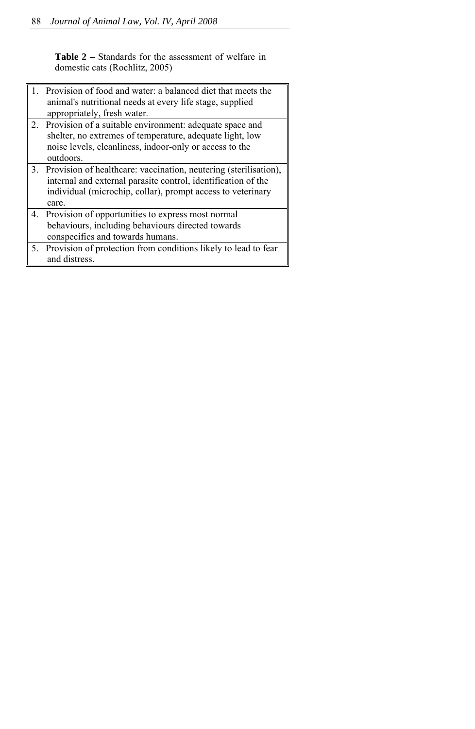**Table 2 –** Standards for the assessment of welfare in domestic cats (Rochlitz, 2005)

| Standards |
| --- |
| 1. Provision of food and water: a balanced diet that meets the animal's nutritional needs at every life stage, supplied appropriately, fresh water. |
| 2. Provision of a suitable environment: adequate space and shelter, no extremes of temperature, adequate light, low noise levels, cleanliness, indoor-only or access to the outdoors. |
| 3. Provision of healthcare: vaccination, neutering (sterilisation), internal and external parasite control, identification of the individual (microchip, collar), prompt access to veterinary care. |
| 4. Provision of opportunities to express most normal behaviours, including behaviours directed towards conspecifics and towards humans. |
| 5. Provision of protection from conditions likely to lead to fear and distress. |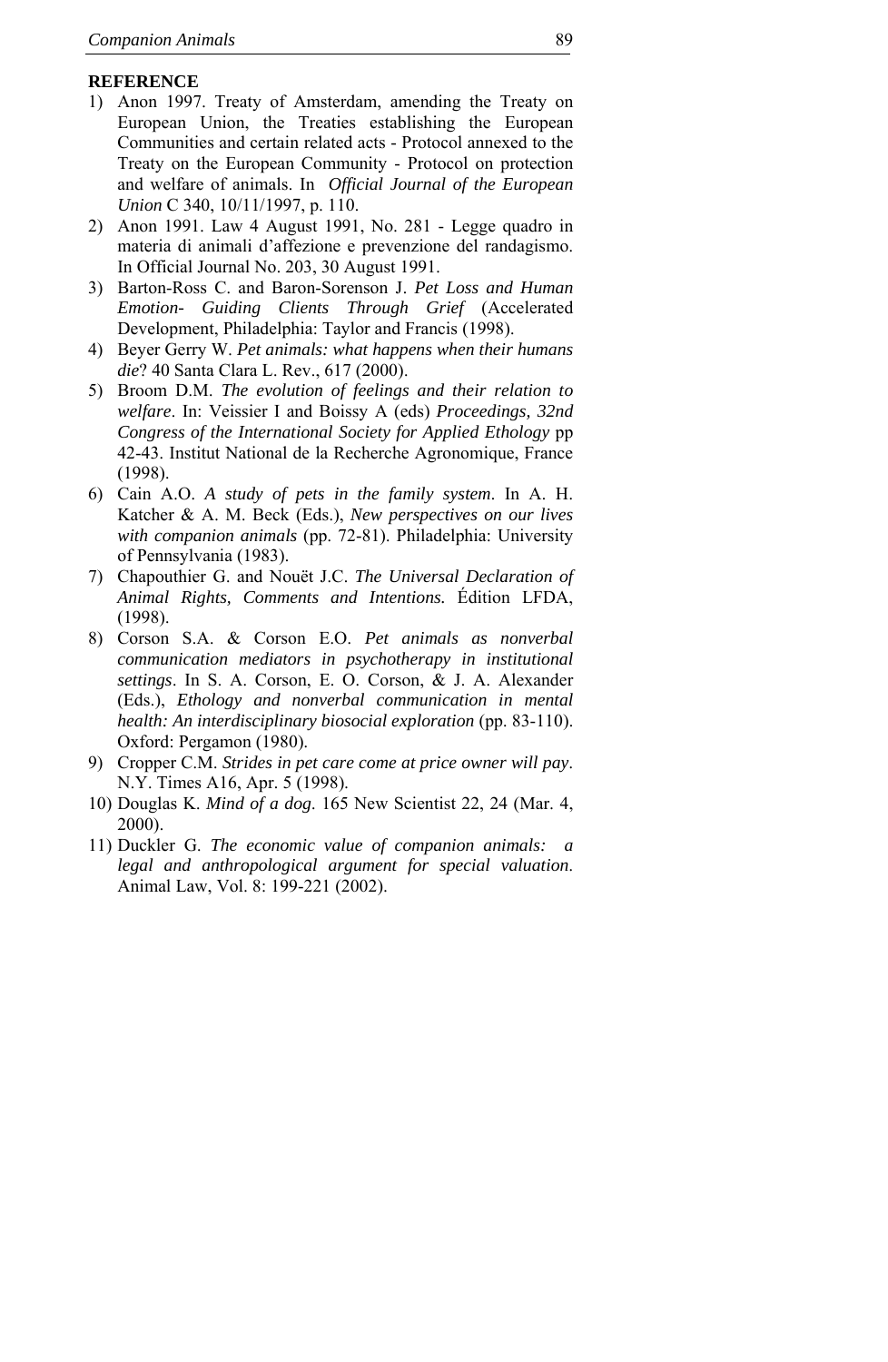**REFERENCE**

1) Anon 1997. Treaty of Amsterdam, amending the Treaty on European Union, the Treaties establishing the European Communities and certain related acts - Protocol annexed to the Treaty on the European Community - Protocol on protection and welfare of animals. In *Official Journal of the European Union* C 340, 10/11/1997, p. 110.
2) Anon 1991. Law 4 August 1991, No. 281 - Legge quadro in materia di animali d'affezione e prevenzione del randagismo. In Official Journal No. 203, 30 August 1991.
3) Barton-Ross C. and Baron-Sorenson J. *Pet Loss and Human Emotion- Guiding Clients Through Grief* (Accelerated Development, Philadelphia: Taylor and Francis (1998).
4) Beyer Gerry W. *Pet animals: what happens when their humans die*? 40 Santa Clara L. Rev., 617 (2000).
5) Broom D.M. *The evolution of feelings and their relation to welfare*. In: Veissier I and Boissy A (eds) *Proceedings, 32nd Congress of the International Society for Applied Ethology* pp 42-43. Institut National de la Recherche Agronomique, France (1998).
6) Cain A.O. *A study of pets in the family system*. In A. H. Katcher & A. M. Beck (Eds.), *New perspectives on our lives with companion animals* (pp. 72-81). Philadelphia: University of Pennsylvania (1983).
7) Chapouthier G. and Nouët J.C. *The Universal Declaration of Animal Rights, Comments and Intentions.* Édition LFDA, (1998).
8) Corson S.A. & Corson E.O. *Pet animals as nonverbal communication mediators in psychotherapy in institutional settings*. In S. A. Corson, E. O. Corson, & J. A. Alexander (Eds.), *Ethology and nonverbal communication in mental health: An interdisciplinary biosocial exploration* (pp. 83-110). Oxford: Pergamon (1980).
9) Cropper C.M. *Strides in pet care come at price owner will pay*. N.Y. Times A16, Apr. 5 (1998).
10) Douglas K. *Mind of a dog*. 165 New Scientist 22, 24 (Mar. 4, 2000).
11) Duckler G. *The economic value of companion animals: a legal and anthropological argument for special valuation*. Animal Law, Vol. 8: 199-221 (2002).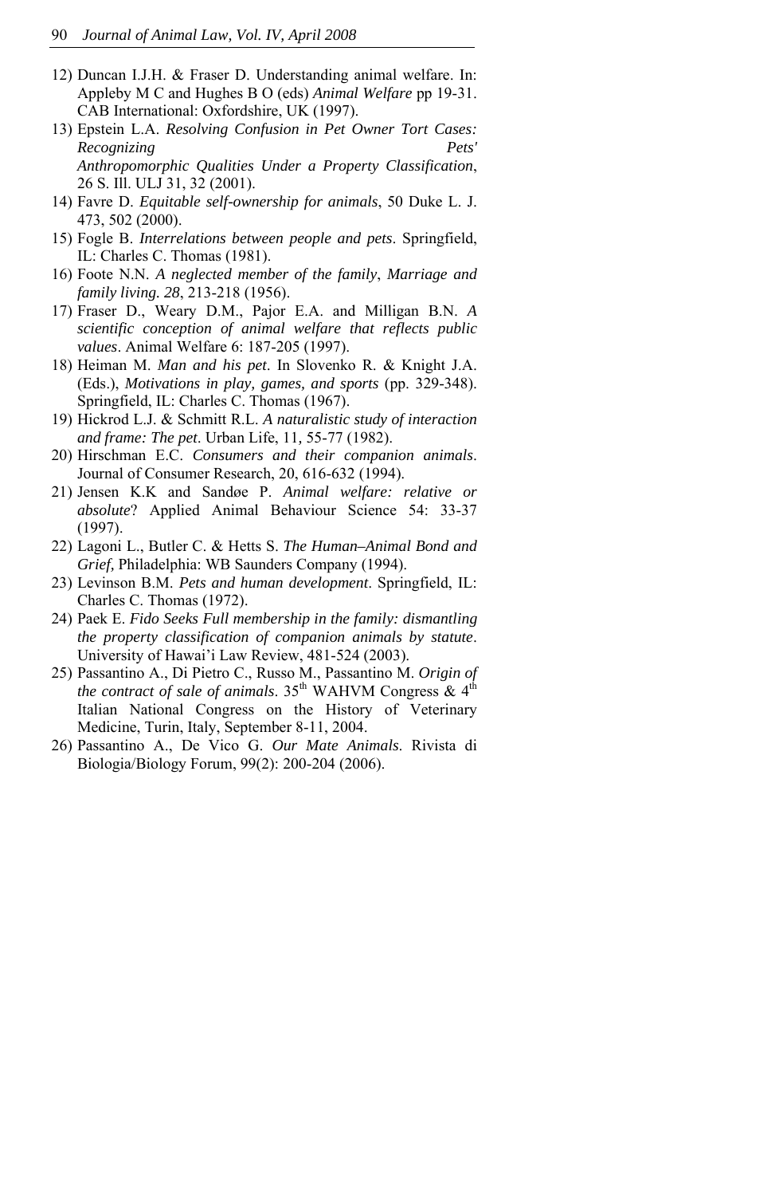12) Duncan I.J.H. & Fraser D. Understanding animal welfare. In: Appleby M C and Hughes B O (eds) *Animal Welfare* pp 19-31. CAB International: Oxfordshire, UK (1997).
13) Epstein L.A. *Resolving Confusion in Pet Owner Tort Cases: Recognizing Pets' Anthropomorphic Qualities Under a Property Classification*, 26 S. Ill. ULJ 31, 32 (2001).
14) Favre D. *Equitable self-ownership for animals*, 50 Duke L. J. 473, 502 (2000).
15) Fogle B. *Interrelations between people and pets*. Springfield, IL: Charles C. Thomas (1981).
16) Foote N.N. *A neglected member of the family*, *Marriage and family living. 28*, 213-218 (1956).
17) Fraser D., Weary D.M., Pajor E.A. and Milligan B.N. *A scientific conception of animal welfare that reflects public values*. Animal Welfare 6: 187-205 (1997).
18) Heiman M. *Man and his pet*. In Slovenko R. & Knight J.A. (Eds.), *Motivations in play, games, and sports* (pp. 329-348). Springfield, IL: Charles C. Thomas (1967).
19) Hickrod L.J. & Schmitt R.L. *A naturalistic study of interaction and frame: The pet*. Urban Life, 11, 55-77 (1982).
20) Hirschman E.C. *Consumers and their companion animals*. Journal of Consumer Research, 20, 616-632 (1994).
21) Jensen K.K and Sandøe P. *Animal welfare: relative or absolute*? Applied Animal Behaviour Science 54: 33-37 (1997).
22) Lagoni L., Butler C. & Hetts S. *The Human–Animal Bond and Grief*, Philadelphia: WB Saunders Company (1994).
23) Levinson B.M. *Pets and human development*. Springfield, IL: Charles C. Thomas (1972).
24) Paek E. *Fido Seeks Full membership in the family: dismantling the property classification of companion animals by statute*. University of Hawai'i Law Review, 481-524 (2003).
25) Passantino A., Di Pietro C., Russo M., Passantino M. *Origin of the contract of sale of animals*. 35th WAHVM Congress & 4th Italian National Congress on the History of Veterinary Medicine, Turin, Italy, September 8-11, 2004.
26) Passantino A., De Vico G. *Our Mate Animals*. Rivista di Biologia/Biology Forum, 99(2): 200-204 (2006).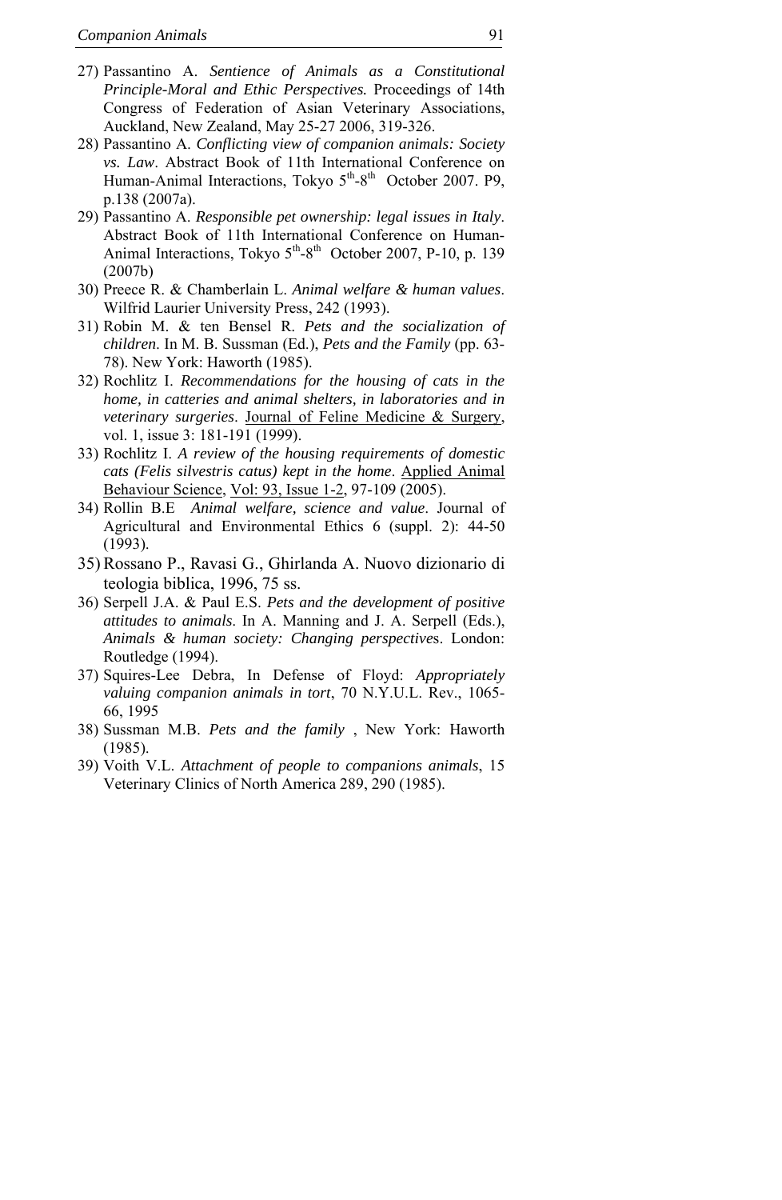27) Passantino A. *Sentience of Animals as a Constitutional Principle-Moral and Ethic Perspectives.* Proceedings of 14th Congress of Federation of Asian Veterinary Associations, Auckland, New Zealand, May 25-27 2006, 319-326.
28) Passantino A. *Conflicting view of companion animals: Society vs. Law*. Abstract Book of 11th International Conference on Human-Animal Interactions, Tokyo 5th-8th October 2007. P9, p.138 (2007a).
29) Passantino A. *Responsible pet ownership: legal issues in Italy*. Abstract Book of 11th International Conference on Human-Animal Interactions, Tokyo 5th-8th October 2007, P-10, p. 139 (2007b)
30) Preece R. & Chamberlain L. *Animal welfare & human values*. Wilfrid Laurier University Press, 242 (1993).
31) Robin M. & ten Bensel R. *Pets and the socialization of children*. In M. B. Sussman (Ed.), *Pets and the Family* (pp. 63-78). New York: Haworth (1985).
32) Rochlitz I. *Recommendations for the housing of cats in the home, in catteries and animal shelters, in laboratories and in veterinary surgeries*. Journal of Feline Medicine & Surgery, vol. 1, issue 3: 181-191 (1999).
33) Rochlitz I. *A review of the housing requirements of domestic cats (Felis silvestris catus) kept in the home*. Applied Animal Behaviour Science, Vol: 93, Issue 1-2, 97-109 (2005).
34) Rollin B.E *Animal welfare, science and value*. Journal of Agricultural and Environmental Ethics 6 (suppl. 2): 44-50 (1993).
35) Rossano P., Ravasi G., Ghirlanda A. Nuovo dizionario di teologia biblica, 1996, 75 ss.
36) Serpell J.A. & Paul E.S. *Pets and the development of positive attitudes to animals*. In A. Manning and J. A. Serpell (Eds.), *Animals & human society: Changing perspectives*. London: Routledge (1994).
37) Squires-Lee Debra, In Defense of Floyd: *Appropriately valuing companion animals in tort*, 70 N.Y.U.L. Rev., 1065-66, 1995
38) Sussman M.B. *Pets and the family* , New York: Haworth (1985).
39) Voith V.L. *Attachment of people to companions animals*, 15 Veterinary Clinics of North America 289, 290 (1985).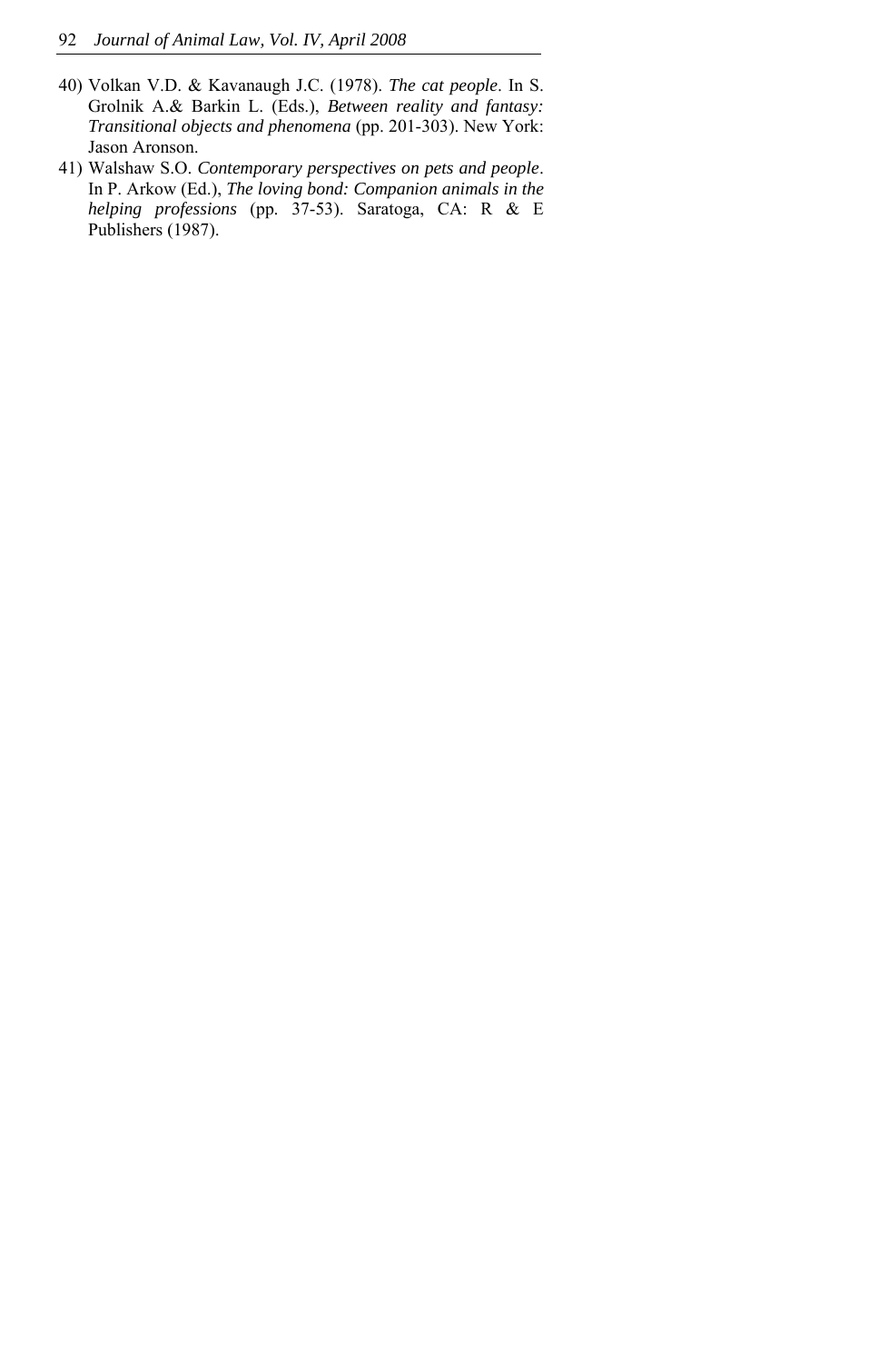40) Volkan V.D. & Kavanaugh J.C. (1978). *The cat people*. In S. Grolnik A.& Barkin L. (Eds.), *Between reality and fantasy: Transitional objects and phenomena* (pp. 201-303). New York: Jason Aronson.
41) Walshaw S.O. *Contemporary perspectives on pets and people*. In P. Arkow (Ed.), *The loving bond: Companion animals in the helping professions* (pp. 37-53). Saratoga, CA: R & E Publishers (1987).